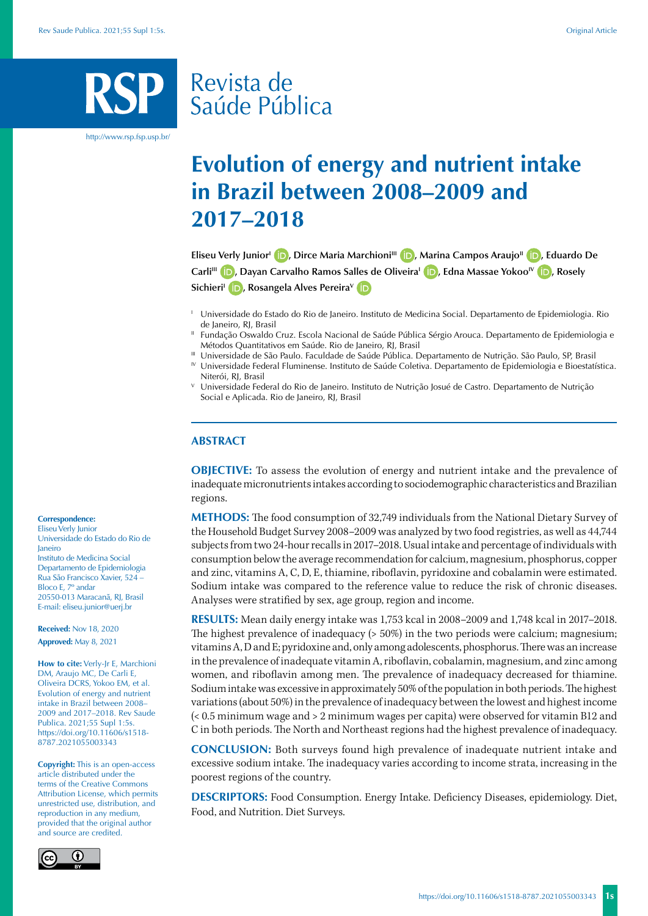# Evolution of energy and nutrient intake in Brazil between 2008–2009 and 2017–2018

Eliseu Verly Junior[I], Dirce Maria Marchioni[III], Marina Campos Araujo[II], Eduardo De Carli[III], Dayan Carvalho Ramos Salles de Oliveira[I], Edna Massae Yokoo[IV], Rosely Sichieri[I], Rosangela Alves Pereira[V]

[I] Universidade do Estado do Rio de Janeiro. Instituto de Medicina Social. Departamento de Epidemiologia. Rio de Janeiro, RJ, Brasil

[II] Fundação Oswaldo Cruz. Escola Nacional de Saúde Pública Sérgio Arouca. Departamento de Epidemiologia e Métodos Quantitativos em Saúde. Rio de Janeiro, RJ, Brasil

[III] Universidade de São Paulo. Faculdade de Saúde Pública. Departamento de Nutrição. São Paulo, SP, Brasil

[IV] Universidade Federal Fluminense. Instituto de Saúde Coletiva. Departamento de Epidemiologia e Bioestatística. Niterói, RJ, Brasil

[V] Universidade Federal do Rio de Janeiro. Instituto de Nutrição Josué de Castro. Departamento de Nutrição Social e Aplicada. Rio de Janeiro, RJ, Brasil

## ABSTRACT

**OBJECTIVE:** To assess the evolution of energy and nutrient intake and the prevalence of inadequate micronutrients intakes according to sociodemographic characteristics and Brazilian regions.

**METHODS:** The food consumption of 32,749 individuals from the National Dietary Survey of the Household Budget Survey 2008–2009 was analyzed by two food registries, as well as 44,744 subjects from two 24-hour recalls in 2017–2018. Usual intake and percentage of individuals with consumption below the average recommendation for calcium, magnesium, phosphorus, copper and zinc, vitamins A, C, D, E, thiamine, riboflavin, pyridoxine and cobalamin were estimated. Sodium intake was compared to the reference value to reduce the risk of chronic diseases. Analyses were stratified by sex, age group, region and income.

**RESULTS:** Mean daily energy intake was 1,753 kcal in 2008–2009 and 1,748 kcal in 2017–2018. The highest prevalence of inadequacy (> 50%) in the two periods were calcium; magnesium; vitamins A, D and E; pyridoxine and, only among adolescents, phosphorus. There was an increase in the prevalence of inadequate vitamin A, riboflavin, cobalamin, magnesium, and zinc among women, and riboflavin among men. The prevalence of inadequacy decreased for thiamine. Sodium intake was excessive in approximately 50% of the population in both periods. The highest variations (about 50%) in the prevalence of inadequacy between the lowest and highest income (< 0.5 minimum wage and > 2 minimum wages per capita) were observed for vitamin B12 and C in both periods. The North and Northeast regions had the highest prevalence of inadequacy.

**CONCLUSION:** Both surveys found high prevalence of inadequate nutrient intake and excessive sodium intake. The inadequacy varies according to income strata, increasing in the poorest regions of the country.

**DESCRIPTORS:** Food Consumption. Energy Intake. Deficiency Diseases, epidemiology. Diet, Food, and Nutrition. Diet Surveys.

**Correspondence:**
Eliseu Verly Junior
Universidade do Estado do Rio de Janeiro
Instituto de Medicina Social
Departamento de Epidemiologia
Rua São Francisco Xavier, 524 – Bloco E, 7º andar
20550-013 Maracanã, RJ, Brasil
E-mail: eliseu.junior@uerj.br

**Received:** Nov 18, 2020
**Approved:** May 8, 2021

**How to cite:** Verly-Jr E, Marchioni DM, Araujo MC, De Carli E, Oliveira DCRS, Yokoo EM, et al. Evolution of energy and nutrient intake in Brazil between 2008–2009 and 2017–2018. Rev Saude Publica. 2021;55 Supl 1:5s. https://doi.org/10.11606/s1518-8787.2021055003343

**Copyright:** This is an open-access article distributed under the terms of the Creative Commons Attribution License, which permits unrestricted use, distribution, and reproduction in any medium, provided that the original author and source are credited.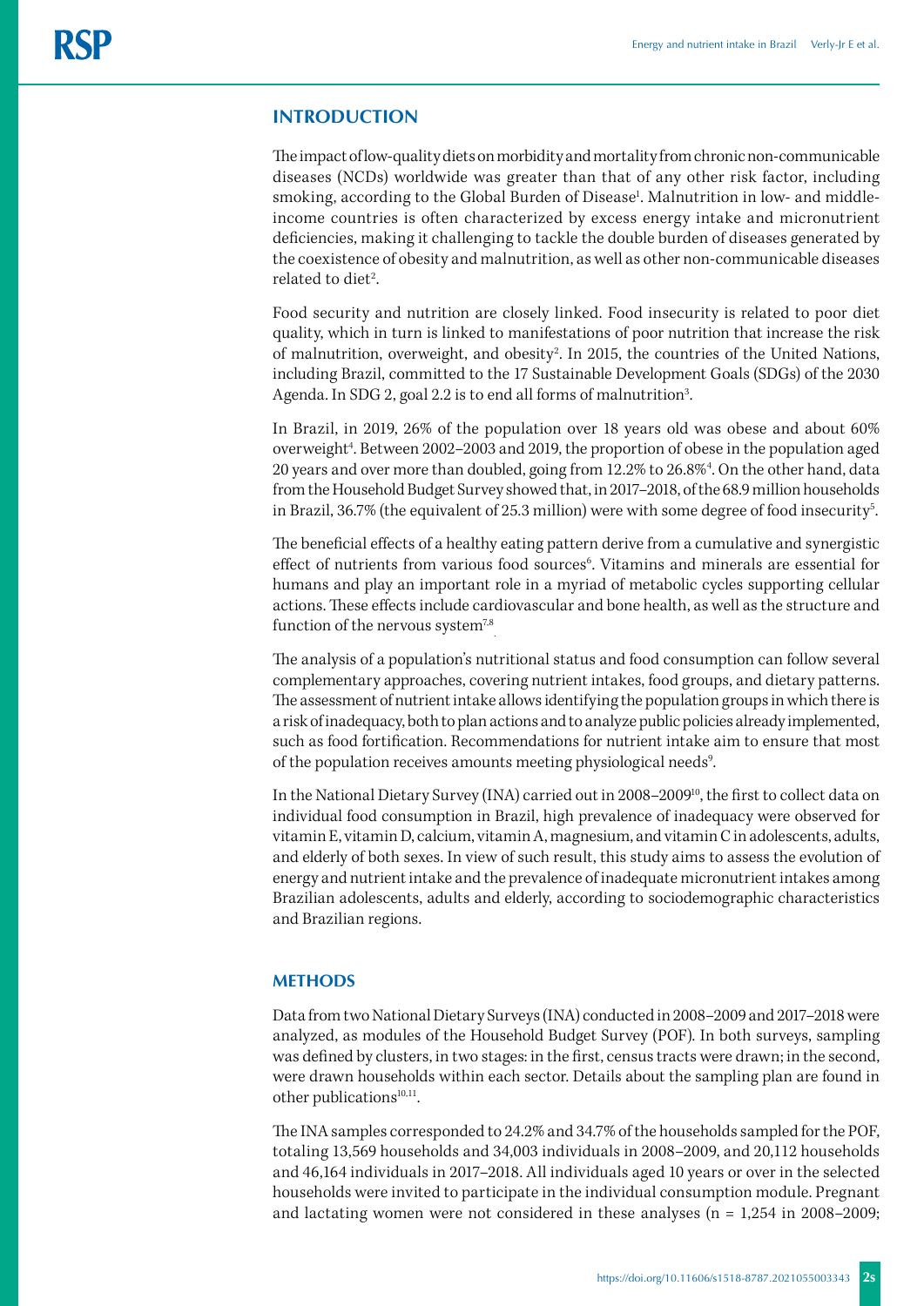## INTRODUCTION

The impact of low-quality diets on morbidity and mortality from chronic non-communicable diseases (NCDs) worldwide was greater than that of any other risk factor, including smoking, according to the Global Burden of Disease[1]. Malnutrition in low- and middle-income countries is often characterized by excess energy intake and micronutrient deficiencies, making it challenging to tackle the double burden of diseases generated by the coexistence of obesity and malnutrition, as well as other non-communicable diseases related to diet[2].

Food security and nutrition are closely linked. Food insecurity is related to poor diet quality, which in turn is linked to manifestations of poor nutrition that increase the risk of malnutrition, overweight, and obesity[2]. In 2015, the countries of the United Nations, including Brazil, committed to the 17 Sustainable Development Goals (SDGs) of the 2030 Agenda. In SDG 2, goal 2.2 is to end all forms of malnutrition[3].

In Brazil, in 2019, 26% of the population over 18 years old was obese and about 60% overweight[4]. Between 2002–2003 and 2019, the proportion of obese in the population aged 20 years and over more than doubled, going from 12.2% to 26.8%[4]. On the other hand, data from the Household Budget Survey showed that, in 2017–2018, of the 68.9 million households in Brazil, 36.7% (the equivalent of 25.3 million) were with some degree of food insecurity[5].

The beneficial effects of a healthy eating pattern derive from a cumulative and synergistic effect of nutrients from various food sources[6]. Vitamins and minerals are essential for humans and play an important role in a myriad of metabolic cycles supporting cellular actions. These effects include cardiovascular and bone health, as well as the structure and function of the nervous system[7,8].

The analysis of a population's nutritional status and food consumption can follow several complementary approaches, covering nutrient intakes, food groups, and dietary patterns. The assessment of nutrient intake allows identifying the population groups in which there is a risk of inadequacy, both to plan actions and to analyze public policies already implemented, such as food fortification. Recommendations for nutrient intake aim to ensure that most of the population receives amounts meeting physiological needs[9].

In the National Dietary Survey (INA) carried out in 2008–2009[10], the first to collect data on individual food consumption in Brazil, high prevalence of inadequacy were observed for vitamin E, vitamin D, calcium, vitamin A, magnesium, and vitamin C in adolescents, adults, and elderly of both sexes. In view of such result, this study aims to assess the evolution of energy and nutrient intake and the prevalence of inadequate micronutrient intakes among Brazilian adolescents, adults and elderly, according to sociodemographic characteristics and Brazilian regions.

## METHODS

Data from two National Dietary Surveys (INA) conducted in 2008–2009 and 2017–2018 were analyzed, as modules of the Household Budget Survey (POF). In both surveys, sampling was defined by clusters, in two stages: in the first, census tracts were drawn; in the second, were drawn households within each sector. Details about the sampling plan are found in other publications[10,11].

The INA samples corresponded to 24.2% and 34.7% of the households sampled for the POF, totaling 13,569 households and 34,003 individuals in 2008–2009, and 20,112 households and 46,164 individuals in 2017–2018. All individuals aged 10 years or over in the selected households were invited to participate in the individual consumption module. Pregnant and lactating women were not considered in these analyses (n = 1,254 in 2008–2009;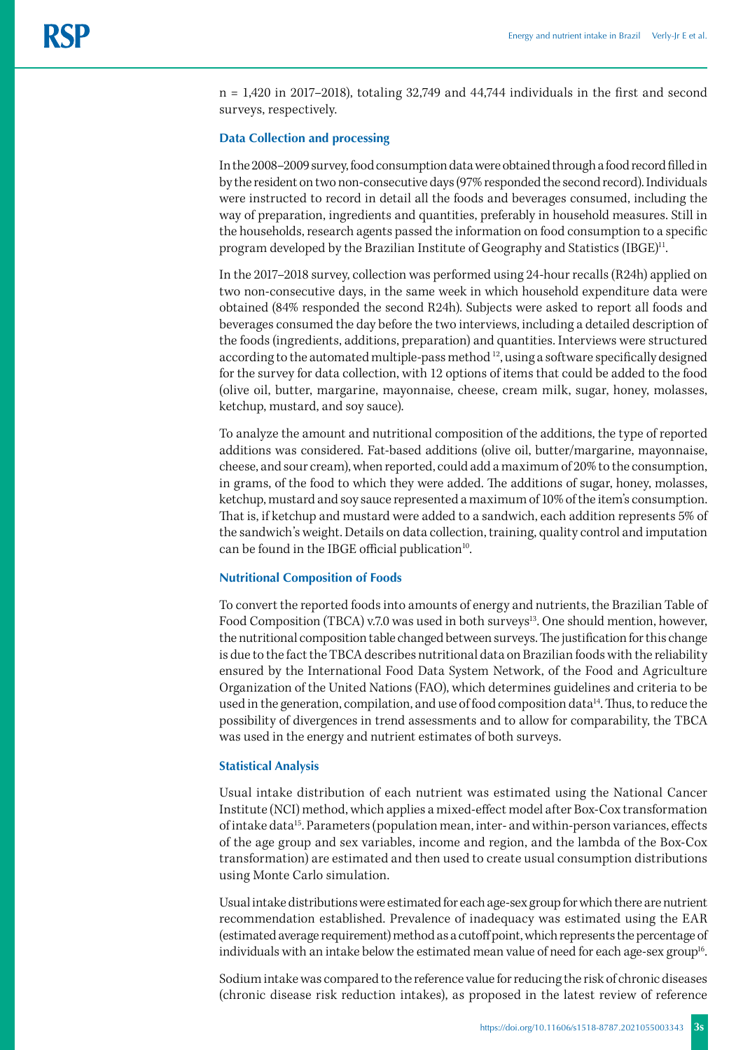n = 1,420 in 2017–2018), totaling 32,749 and 44,744 individuals in the first and second surveys, respectively.

### Data Collection and processing

In the 2008–2009 survey, food consumption data were obtained through a food record filled in by the resident on two non-consecutive days (97% responded the second record). Individuals were instructed to record in detail all the foods and beverages consumed, including the way of preparation, ingredients and quantities, preferably in household measures. Still in the households, research agents passed the information on food consumption to a specific program developed by the Brazilian Institute of Geography and Statistics (IBGE)[11].

In the 2017–2018 survey, collection was performed using 24-hour recalls (R24h) applied on two non-consecutive days, in the same week in which household expenditure data were obtained (84% responded the second R24h). Subjects were asked to report all foods and beverages consumed the day before the two interviews, including a detailed description of the foods (ingredients, additions, preparation) and quantities. Interviews were structured according to the automated multiple-pass method [12], using a software specifically designed for the survey for data collection, with 12 options of items that could be added to the food (olive oil, butter, margarine, mayonnaise, cheese, cream milk, sugar, honey, molasses, ketchup, mustard, and soy sauce).

To analyze the amount and nutritional composition of the additions, the type of reported additions was considered. Fat-based additions (olive oil, butter/margarine, mayonnaise, cheese, and sour cream), when reported, could add a maximum of 20% to the consumption, in grams, of the food to which they were added. The additions of sugar, honey, molasses, ketchup, mustard and soy sauce represented a maximum of 10% of the item's consumption. That is, if ketchup and mustard were added to a sandwich, each addition represents 5% of the sandwich's weight. Details on data collection, training, quality control and imputation can be found in the IBGE official publication[10].

### Nutritional Composition of Foods

To convert the reported foods into amounts of energy and nutrients, the Brazilian Table of Food Composition (TBCA) v.7.0 was used in both surveys[13]. One should mention, however, the nutritional composition table changed between surveys. The justification for this change is due to the fact the TBCA describes nutritional data on Brazilian foods with the reliability ensured by the International Food Data System Network, of the Food and Agriculture Organization of the United Nations (FAO), which determines guidelines and criteria to be used in the generation, compilation, and use of food composition data[14]. Thus, to reduce the possibility of divergences in trend assessments and to allow for comparability, the TBCA was used in the energy and nutrient estimates of both surveys.

### Statistical Analysis

Usual intake distribution of each nutrient was estimated using the National Cancer Institute (NCI) method, which applies a mixed-effect model after Box-Cox transformation of intake data[15]. Parameters (population mean, inter- and within-person variances, effects of the age group and sex variables, income and region, and the lambda of the Box-Cox transformation) are estimated and then used to create usual consumption distributions using Monte Carlo simulation.

Usual intake distributions were estimated for each age-sex group for which there are nutrient recommendation established. Prevalence of inadequacy was estimated using the EAR (estimated average requirement) method as a cutoff point, which represents the percentage of individuals with an intake below the estimated mean value of need for each age-sex group[16].

Sodium intake was compared to the reference value for reducing the risk of chronic diseases (chronic disease risk reduction intakes), as proposed in the latest review of reference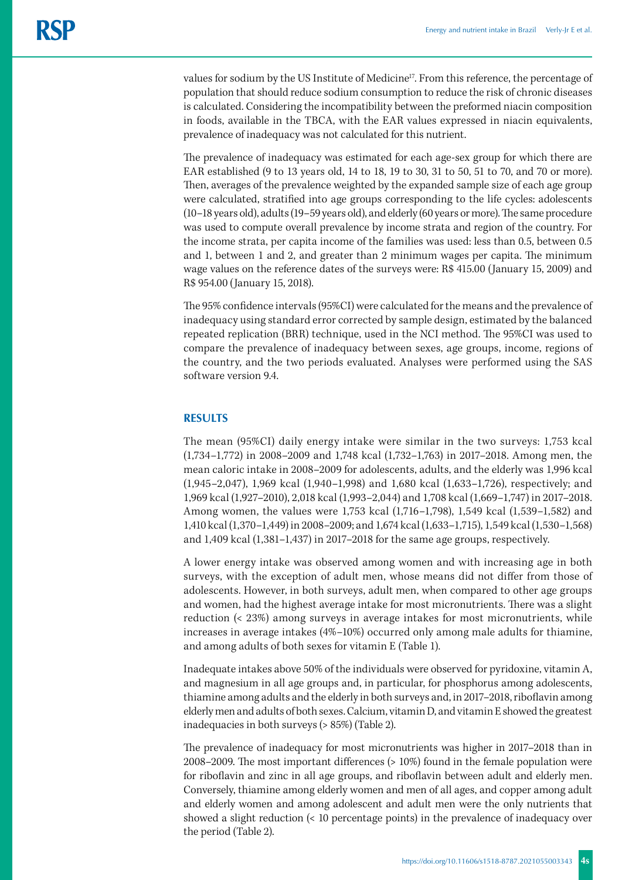values for sodium by the US Institute of Medicine[17]. From this reference, the percentage of population that should reduce sodium consumption to reduce the risk of chronic diseases is calculated. Considering the incompatibility between the preformed niacin composition in foods, available in the TBCA, with the EAR values expressed in niacin equivalents, prevalence of inadequacy was not calculated for this nutrient.

The prevalence of inadequacy was estimated for each age-sex group for which there are EAR established (9 to 13 years old, 14 to 18, 19 to 30, 31 to 50, 51 to 70, and 70 or more). Then, averages of the prevalence weighted by the expanded sample size of each age group were calculated, stratified into age groups corresponding to the life cycles: adolescents (10–18 years old), adults (19–59 years old), and elderly (60 years or more). The same procedure was used to compute overall prevalence by income strata and region of the country. For the income strata, per capita income of the families was used: less than 0.5, between 0.5 and 1, between 1 and 2, and greater than 2 minimum wages per capita. The minimum wage values on the reference dates of the surveys were: R$ 415.00 (January 15, 2009) and R$ 954.00 (January 15, 2018).

The 95% confidence intervals (95%CI) were calculated for the means and the prevalence of inadequacy using standard error corrected by sample design, estimated by the balanced repeated replication (BRR) technique, used in the NCI method. The 95%CI was used to compare the prevalence of inadequacy between sexes, age groups, income, regions of the country, and the two periods evaluated. Analyses were performed using the SAS software version 9.4.

## RESULTS

The mean (95%CI) daily energy intake were similar in the two surveys: 1,753 kcal (1,734–1,772) in 2008–2009 and 1,748 kcal (1,732–1,763) in 2017–2018. Among men, the mean caloric intake in 2008–2009 for adolescents, adults, and the elderly was 1,996 kcal (1,945–2,047), 1,969 kcal (1,940–1,998) and 1,680 kcal (1,633–1,726), respectively; and 1,969 kcal (1,927–2010), 2,018 kcal (1,993–2,044) and 1,708 kcal (1,669–1,747) in 2017–2018. Among women, the values were 1,753 kcal (1,716–1,798), 1,549 kcal (1,539–1,582) and 1,410 kcal (1,370–1,449) in 2008–2009; and 1,674 kcal (1,633–1,715), 1,549 kcal (1,530–1,568) and 1,409 kcal (1,381–1,437) in 2017–2018 for the same age groups, respectively.

A lower energy intake was observed among women and with increasing age in both surveys, with the exception of adult men, whose means did not differ from those of adolescents. However, in both surveys, adult men, when compared to other age groups and women, had the highest average intake for most micronutrients. There was a slight reduction (< 23%) among surveys in average intakes for most micronutrients, while increases in average intakes (4%–10%) occurred only among male adults for thiamine, and among adults of both sexes for vitamin E (Table 1).

Inadequate intakes above 50% of the individuals were observed for pyridoxine, vitamin A, and magnesium in all age groups and, in particular, for phosphorus among adolescents, thiamine among adults and the elderly in both surveys and, in 2017–2018, riboflavin among elderly men and adults of both sexes. Calcium, vitamin D, and vitamin E showed the greatest inadequacies in both surveys (> 85%) (Table 2).

The prevalence of inadequacy for most micronutrients was higher in 2017–2018 than in 2008–2009. The most important differences (> 10%) found in the female population were for riboflavin and zinc in all age groups, and riboflavin between adult and elderly men. Conversely, thiamine among elderly women and men of all ages, and copper among adult and elderly women and among adolescent and adult men were the only nutrients that showed a slight reduction (< 10 percentage points) in the prevalence of inadequacy over the period (Table 2).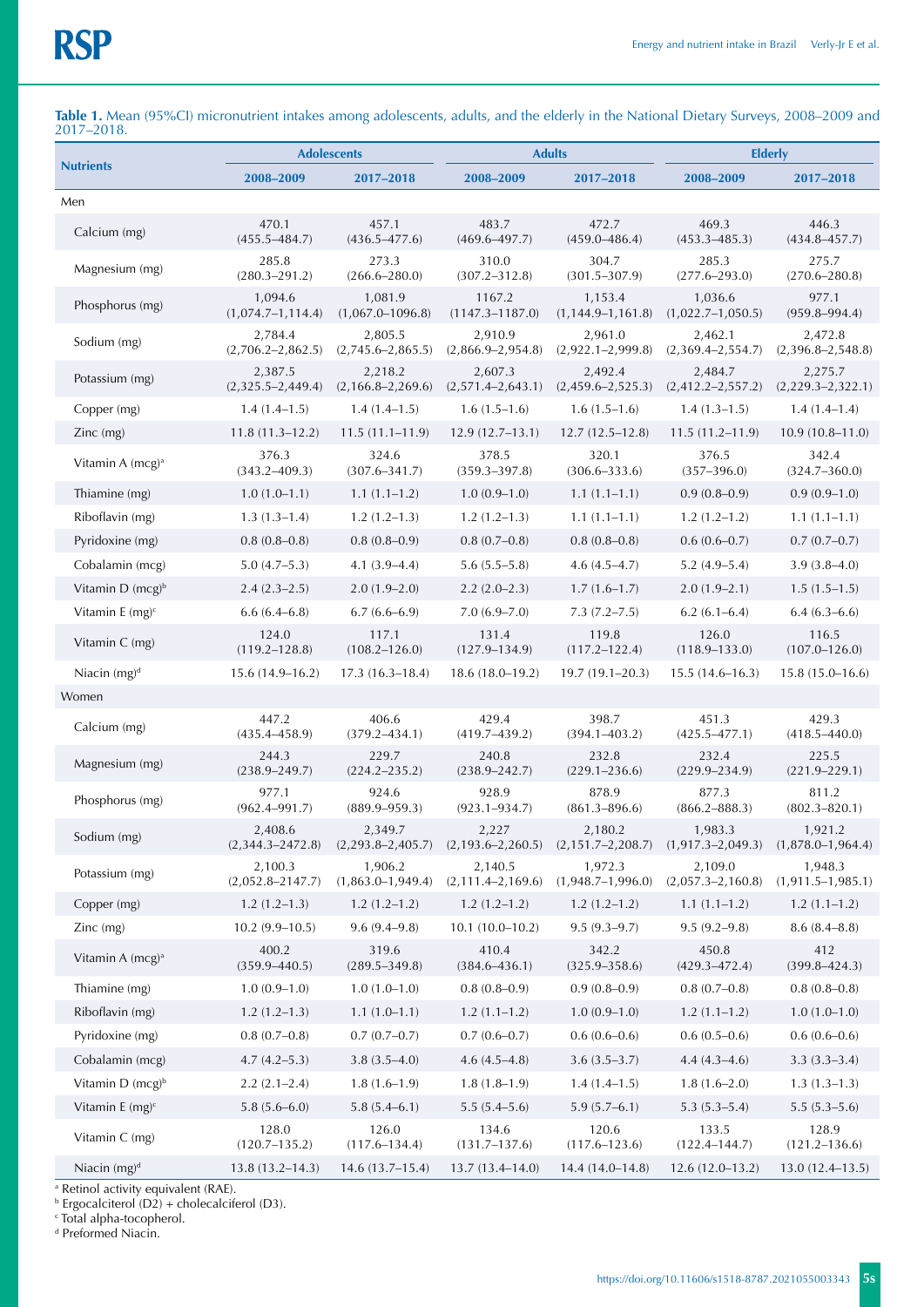**Table 1.** Mean (95%CI) micronutrient intakes among adolescents, adults, and the elderly in the National Dietary Surveys, 2008–2009 and 2017–2018.

| Nutrients | Adolescents | | Adults | | Elderly | |
|---|---|---|---|---|---|---|
| | 2008–2009 | 2017–2018 | 2008–2009 | 2017–2018 | 2008–2009 | 2017–2018 |
| **Men** | | | | | | |
| Calcium (mg) | 470.1 (455.5–484.7) | 457.1 (436.5–477.6) | 483.7 (469.6–497.7) | 472.7 (459.0–486.4) | 469.3 (453.3–485.3) | 446.3 (434.8–457.7) |
| Magnesium (mg) | 285.8 (280.3–291.2) | 273.3 (266.6–280.0) | 310.0 (307.2–312.8) | 304.7 (301.5–307.9) | 285.3 (277.6–293.0) | 275.7 (270.6–280.8) |
| Phosphorus (mg) | 1,094.6 (1,074.7–1,114.4) | 1,081.9 (1,067.0–1096.8) | 1167.2 (1147.3–1187.0) | 1,153.4 (1,144.9–1,161.8) | 1,036.6 (1,022.7–1,050.5) | 977.1 (959.8–994.4) |
| Sodium (mg) | 2,784.4 (2,706.2–2,862.5) | 2,805.5 (2,745.6–2,865.5) | 2,910.9 (2,866.9–2,954.8) | 2,961.0 (2,922.1–2,999.8) | 2,462.1 (2,369.4–2,554.7) | 2,472.8 (2,396.8–2,548.8) |
| Potassium (mg) | 2,387.5 (2,325.5–2,449.4) | 2,218.2 (2,166.8–2,269.6) | 2,607.3 (2,571.4–2,643.1) | 2,492.4 (2,459.6–2,525.3) | 2,484.7 (2,412.2–2,557.2) | 2,275.7 (2,229.3–2,322.1) |
| Copper (mg) | 1.4 (1.4–1.5) | 1.4 (1.4–1.5) | 1.6 (1.5–1.6) | 1.6 (1.5–1.6) | 1.4 (1.3–1.5) | 1.4 (1.4–1.4) |
| Zinc (mg) | 11.8 (11.3–12.2) | 11.5 (11.1–11.9) | 12.9 (12.7–13.1) | 12.7 (12.5–12.8) | 11.5 (11.2–11.9) | 10.9 (10.8–11.0) |
| Vitamin A (mcg)[a] | 376.3 (343.2–409.3) | 324.6 (307.6–341.7) | 378.5 (359.3–397.8) | 320.1 (306.6–333.6) | 376.5 (357–396.0) | 342.4 (324.7–360.0) |
| Thiamine (mg) | 1.0 (1.0–1.1) | 1.1 (1.1–1.2) | 1.0 (0.9–1.0) | 1.1 (1.1–1.1) | 0.9 (0.8–0.9) | 0.9 (0.9–1.0) |
| Riboflavin (mg) | 1.3 (1.3–1.4) | 1.2 (1.2–1.3) | 1.2 (1.2–1.3) | 1.1 (1.1–1.1) | 1.2 (1.2–1.2) | 1.1 (1.1–1.1) |
| Pyridoxine (mg) | 0.8 (0.8–0.8) | 0.8 (0.8–0.9) | 0.8 (0.7–0.8) | 0.8 (0.8–0.8) | 0.6 (0.6–0.7) | 0.7 (0.7–0.7) |
| Cobalamin (mcg) | 5.0 (4.7–5.3) | 4.1 (3.9–4.4) | 5.6 (5.5–5.8) | 4.6 (4.5–4.7) | 5.2 (4.9–5.4) | 3.9 (3.8–4.0) |
| Vitamin D (mcg)[b] | 2.4 (2.3–2.5) | 2.0 (1.9–2.0) | 2.2 (2.0–2.3) | 1.7 (1.6–1.7) | 2.0 (1.9–2.1) | 1.5 (1.5–1.5) |
| Vitamin E (mg)[c] | 6.6 (6.4–6.8) | 6.7 (6.6–6.9) | 7.0 (6.9–7.0) | 7.3 (7.2–7.5) | 6.2 (6.1–6.4) | 6.4 (6.3–6.6) |
| Vitamin C (mg) | 124.0 (119.2–128.8) | 117.1 (108.2–126.0) | 131.4 (127.9–134.9) | 119.8 (117.2–122.4) | 126.0 (118.9–133.0) | 116.5 (107.0–126.0) |
| Niacin (mg)[d] | 15.6 (14.9–16.2) | 17.3 (16.3–18.4) | 18.6 (18.0–19.2) | 19.7 (19.1–20.3) | 15.5 (14.6–16.3) | 15.8 (15.0–16.6) |
| **Women** | | | | | | |
| Calcium (mg) | 447.2 (435.4–458.9) | 406.6 (379.2–434.1) | 429.4 (419.7–439.2) | 398.7 (394.1–403.2) | 451.3 (425.5–477.1) | 429.3 (418.5–440.0) |
| Magnesium (mg) | 244.3 (238.9–249.7) | 229.7 (224.2–235.2) | 240.8 (238.9–242.7) | 232.8 (229.1–236.6) | 232.4 (229.9–234.9) | 225.5 (221.9–229.1) |
| Phosphorus (mg) | 977.1 (962.4–991.7) | 924.6 (889.9–959.3) | 928.9 (923.1–934.7) | 878.9 (861.3–896.6) | 877.3 (866.2–888.3) | 811.2 (802.3–820.1) |
| Sodium (mg) | 2,408.6 (2,344.3–2472.8) | 2,349.7 (2,293.8–2,405.7) | 2,227 (2,193.6–2,260.5) | 2,180.2 (2,151.7–2,208.7) | 1,983.3 (1,917.3–2,049.3) | 1,921.2 (1,878.0–1,964.4) |
| Potassium (mg) | 2,100.3 (2,052.8–2147.7) | 1,906.2 (1,863.0–1,949.4) | 2,140.5 (2,111.4–2,169.6) | 1,972.3 (1,948.7–1,996.0) | 2,109.0 (2,057.3–2,160.8) | 1,948.3 (1,911.5–1,985.1) |
| Copper (mg) | 1.2 (1.2–1.3) | 1.2 (1.2–1.2) | 1.2 (1.2–1.2) | 1.2 (1.2–1.2) | 1.1 (1.1–1.2) | 1.2 (1.1–1.2) |
| Zinc (mg) | 10.2 (9.9–10.5) | 9.6 (9.4–9.8) | 10.1 (10.0–10.2) | 9.5 (9.3–9.7) | 9.5 (9.2–9.8) | 8.6 (8.4–8.8) |
| Vitamin A (mcg)[a] | 400.2 (359.9–440.5) | 319.6 (289.5–349.8) | 410.4 (384.6–436.1) | 342.2 (325.9–358.6) | 450.8 (429.3–472.4) | 412 (399.8–424.3) |
| Thiamine (mg) | 1.0 (0.9–1.0) | 1.0 (1.0–1.0) | 0.8 (0.8–0.9) | 0.9 (0.8–0.9) | 0.8 (0.7–0.8) | 0.8 (0.8–0.8) |
| Riboflavin (mg) | 1.2 (1.2–1.3) | 1.1 (1.0–1.1) | 1.2 (1.1–1.2) | 1.0 (0.9–1.0) | 1.2 (1.1–1.2) | 1.0 (1.0–1.0) |
| Pyridoxine (mg) | 0.8 (0.7–0.8) | 0.7 (0.7–0.7) | 0.7 (0.6–0.7) | 0.6 (0.6–0.6) | 0.6 (0.5–0.6) | 0.6 (0.6–0.6) |
| Cobalamin (mcg) | 4.7 (4.2–5.3) | 3.8 (3.5–4.0) | 4.6 (4.5–4.8) | 3.6 (3.5–3.7) | 4.4 (4.3–4.6) | 3.3 (3.3–3.4) |
| Vitamin D (mcg)[b] | 2.2 (2.1–2.4) | 1.8 (1.6–1.9) | 1.8 (1.8–1.9) | 1.4 (1.4–1.5) | 1.8 (1.6–2.0) | 1.3 (1.3–1.3) |
| Vitamin E (mg)[c] | 5.8 (5.6–6.0) | 5.8 (5.4–6.1) | 5.5 (5.4–5.6) | 5.9 (5.7–6.1) | 5.3 (5.3–5.4) | 5.5 (5.3–5.6) |
| Vitamin C (mg) | 128.0 (120.7–135.2) | 126.0 (117.6–134.4) | 134.6 (131.7–137.6) | 120.6 (117.6–123.6) | 133.5 (122.4–144.7) | 128.9 (121.2–136.6) |
| Niacin (mg)[d] | 13.8 (13.2–14.3) | 14.6 (13.7–15.4) | 13.7 (13.4–14.0) | 14.4 (14.0–14.8) | 12.6 (12.0–13.2) | 13.0 (12.4–13.5) |

[a] Retinol activity equivalent (RAE).
[b] Ergocalciterol (D2) + cholecalciferol (D3).
[c] Total alpha-tocopherol.
[d] Preformed Niacin.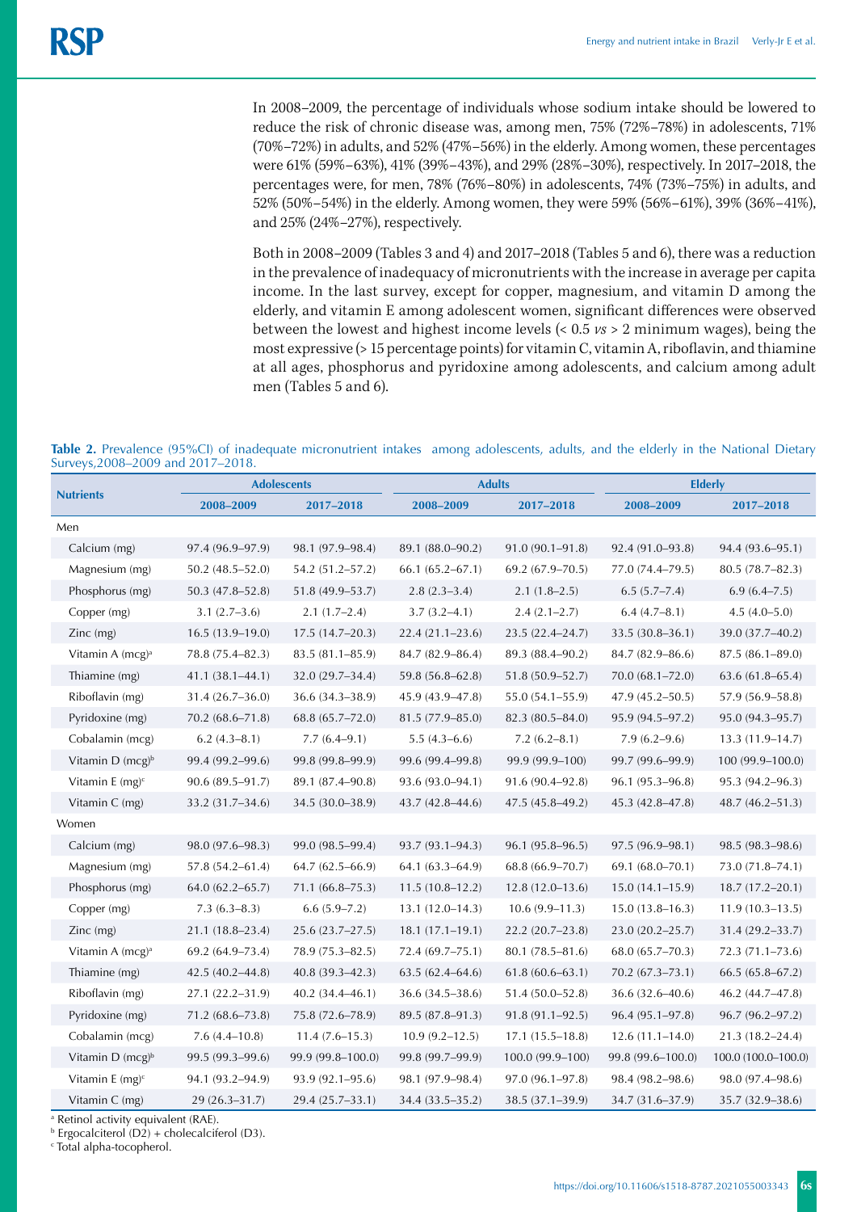In 2008–2009, the percentage of individuals whose sodium intake should be lowered to reduce the risk of chronic disease was, among men, 75% (72%–78%) in adolescents, 71% (70%–72%) in adults, and 52% (47%–56%) in the elderly. Among women, these percentages were 61% (59%–63%), 41% (39%–43%), and 29% (28%–30%), respectively. In 2017–2018, the percentages were, for men, 78% (76%–80%) in adolescents, 74% (73%–75%) in adults, and 52% (50%–54%) in the elderly. Among women, they were 59% (56%–61%), 39% (36%–41%), and 25% (24%–27%), respectively.

Both in 2008–2009 (Tables 3 and 4) and 2017–2018 (Tables 5 and 6), there was a reduction in the prevalence of inadequacy of micronutrients with the increase in average per capita income. In the last survey, except for copper, magnesium, and vitamin D among the elderly, and vitamin E among adolescent women, significant differences were observed between the lowest and highest income levels (< 0.5 *vs* > 2 minimum wages), being the most expressive (> 15 percentage points) for vitamin C, vitamin A, riboflavin, and thiamine at all ages, phosphorus and pyridoxine among adolescents, and calcium among adult men (Tables 5 and 6).

**Table 2.** Prevalence (95%CI) of inadequate micronutrient intakes among adolescents, adults, and the elderly in the National Dietary Surveys,2008–2009 and 2017–2018.

| Nutrients | Adolescents | | Adults | | Elderly | |
|---|---|---|---|---|---|---|
| | 2008–2009 | 2017–2018 | 2008–2009 | 2017–2018 | 2008–2009 | 2017–2018 |
| Men | | | | | | |
| Calcium (mg) | 97.4 (96.9–97.9) | 98.1 (97.9–98.4) | 89.1 (88.0–90.2) | 91.0 (90.1–91.8) | 92.4 (91.0–93.8) | 94.4 (93.6–95.1) |
| Magnesium (mg) | 50.2 (48.5–52.0) | 54.2 (51.2–57.2) | 66.1 (65.2–67.1) | 69.2 (67.9–70.5) | 77.0 (74.4–79.5) | 80.5 (78.7–82.3) |
| Phosphorus (mg) | 50.3 (47.8–52.8) | 51.8 (49.9–53.7) | 2.8 (2.3–3.4) | 2.1 (1.8–2.5) | 6.5 (5.7–7.4) | 6.9 (6.4–7.5) |
| Copper (mg) | 3.1 (2.7–3.6) | 2.1 (1.7–2.4) | 3.7 (3.2–4.1) | 2.4 (2.1–2.7) | 6.4 (4.7–8.1) | 4.5 (4.0–5.0) |
| Zinc (mg) | 16.5 (13.9–19.0) | 17.5 (14.7–20.3) | 22.4 (21.1–23.6) | 23.5 (22.4–24.7) | 33.5 (30.8–36.1) | 39.0 (37.7–40.2) |
| Vitamin A (mcg)[a] | 78.8 (75.4–82.3) | 83.5 (81.1–85.9) | 84.7 (82.9–86.4) | 89.3 (88.4–90.2) | 84.7 (82.9–86.6) | 87.5 (86.1–89.0) |
| Thiamine (mg) | 41.1 (38.1–44.1) | 32.0 (29.7–34.4) | 59.8 (56.8–62.8) | 51.8 (50.9–52.7) | 70.0 (68.1–72.0) | 63.6 (61.8–65.4) |
| Riboflavin (mg) | 31.4 (26.7–36.0) | 36.6 (34.3–38.9) | 45.9 (43.9–47.8) | 55.0 (54.1–55.9) | 47.9 (45.2–50.5) | 57.9 (56.9–58.8) |
| Pyridoxine (mg) | 70.2 (68.6–71.8) | 68.8 (65.7–72.0) | 81.5 (77.9–85.0) | 82.3 (80.5–84.0) | 95.9 (94.5–97.2) | 95.0 (94.3–95.7) |
| Cobalamin (mcg) | 6.2 (4.3–8.1) | 7.7 (6.4–9.1) | 5.5 (4.3–6.6) | 7.2 (6.2–8.1) | 7.9 (6.2–9.6) | 13.3 (11.9–14.7) |
| Vitamin D (mcg)[b] | 99.4 (99.2–99.6) | 99.8 (99.8–99.9) | 99.6 (99.4–99.8) | 99.9 (99.9–100) | 99.7 (99.6–99.9) | 100 (99.9–100.0) |
| Vitamin E (mg)[c] | 90.6 (89.5–91.7) | 89.1 (87.4–90.8) | 93.6 (93.0–94.1) | 91.6 (90.4–92.8) | 96.1 (95.3–96.8) | 95.3 (94.2–96.3) |
| Vitamin C (mg) | 33.2 (31.7–34.6) | 34.5 (30.0–38.9) | 43.7 (42.8–44.6) | 47.5 (45.8–49.2) | 45.3 (42.8–47.8) | 48.7 (46.2–51.3) |
| Women | | | | | | |
| Calcium (mg) | 98.0 (97.6–98.3) | 99.0 (98.5–99.4) | 93.7 (93.1–94.3) | 96.1 (95.8–96.5) | 97.5 (96.9–98.1) | 98.5 (98.3–98.6) |
| Magnesium (mg) | 57.8 (54.2–61.4) | 64.7 (62.5–66.9) | 64.1 (63.3–64.9) | 68.8 (66.9–70.7) | 69.1 (68.0–70.1) | 73.0 (71.8–74.1) |
| Phosphorus (mg) | 64.0 (62.2–65.7) | 71.1 (66.8–75.3) | 11.5 (10.8–12.2) | 12.8 (12.0–13.6) | 15.0 (14.1–15.9) | 18.7 (17.2–20.1) |
| Copper (mg) | 7.3 (6.3–8.3) | 6.6 (5.9–7.2) | 13.1 (12.0–14.3) | 10.6 (9.9–11.3) | 15.0 (13.8–16.3) | 11.9 (10.3–13.5) |
| Zinc (mg) | 21.1 (18.8–23.4) | 25.6 (23.7–27.5) | 18.1 (17.1–19.1) | 22.2 (20.7–23.8) | 23.0 (20.2–25.7) | 31.4 (29.2–33.7) |
| Vitamin A (mcg)[a] | 69.2 (64.9–73.4) | 78.9 (75.3–82.5) | 72.4 (69.7–75.1) | 80.1 (78.5–81.6) | 68.0 (65.7–70.3) | 72.3 (71.1–73.6) |
| Thiamine (mg) | 42.5 (40.2–44.8) | 40.8 (39.3–42.3) | 63.5 (62.4–64.6) | 61.8 (60.6–63.1) | 70.2 (67.3–73.1) | 66.5 (65.8–67.2) |
| Riboflavin (mg) | 27.1 (22.2–31.9) | 40.2 (34.4–46.1) | 36.6 (34.5–38.6) | 51.4 (50.0–52.8) | 36.6 (32.6–40.6) | 46.2 (44.7–47.8) |
| Pyridoxine (mg) | 71.2 (68.6–73.8) | 75.8 (72.6–78.9) | 89.5 (87.8–91.3) | 91.8 (91.1–92.5) | 96.4 (95.1–97.8) | 96.7 (96.2–97.2) |
| Cobalamin (mcg) | 7.6 (4.4–10.8) | 11.4 (7.6–15.3) | 10.9 (9.2–12.5) | 17.1 (15.5–18.8) | 12.6 (11.1–14.0) | 21.3 (18.2–24.4) |
| Vitamin D (mcg)[b] | 99.5 (99.3–99.6) | 99.9 (99.8–100.0) | 99.8 (99.7–99.9) | 100.0 (99.9–100) | 99.8 (99.6–100.0) | 100.0 (100.0–100.0) |
| Vitamin E (mg)[c] | 94.1 (93.2–94.9) | 93.9 (92.1–95.6) | 98.1 (97.9–98.4) | 97.0 (96.1–97.8) | 98.4 (98.2–98.6) | 98.0 (97.4–98.6) |
| Vitamin C (mg) | 29 (26.3–31.7) | 29.4 (25.7–33.1) | 34.4 (33.5–35.2) | 38.5 (37.1–39.9) | 34.7 (31.6–37.9) | 35.7 (32.9–38.6) |

[a] Retinol activity equivalent (RAE).
[b] Ergocalciterol (D2) + cholecalciferol (D3).
[c] Total alpha-tocopherol.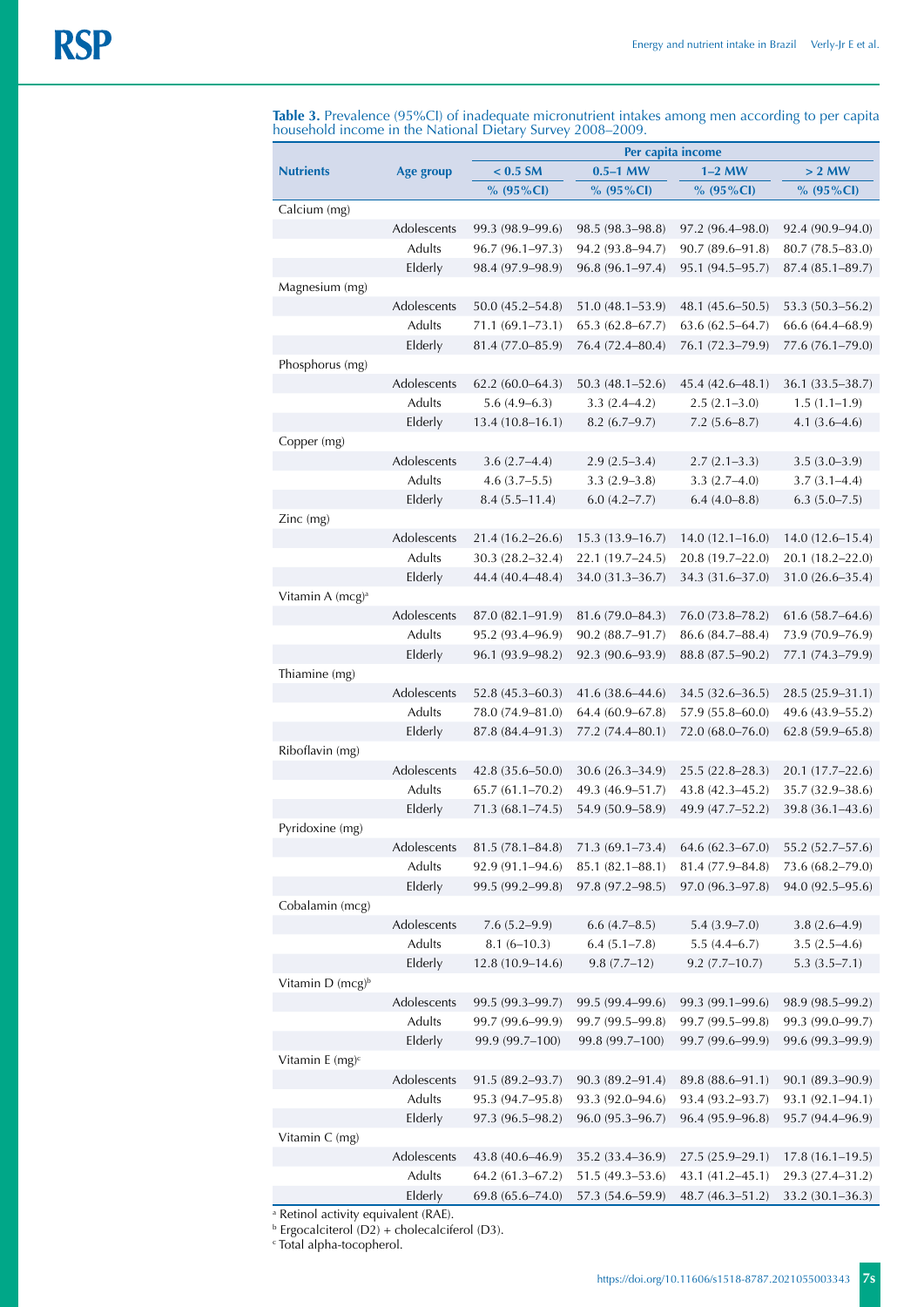**Table 3.** Prevalence (95%CI) of inadequate micronutrient intakes among men according to per capita household income in the National Dietary Survey 2008–2009.

| Nutrients | Age group | Per capita income | | | |
|---|---|---|---|---|---|
| | | < 0.5 SM | 0.5–1 MW | 1–2 MW | > 2 MW |
| | | % (95%CI) | % (95%CI) | % (95%CI) | % (95%CI) |
| Calcium (mg) | | | | | |
| | Adolescents | 99.3 (98.9–99.6) | 98.5 (98.3–98.8) | 97.2 (96.4–98.0) | 92.4 (90.9–94.0) |
| | Adults | 96.7 (96.1–97.3) | 94.2 (93.8–94.7) | 90.7 (89.6–91.8) | 80.7 (78.5–83.0) |
| | Elderly | 98.4 (97.9–98.9) | 96.8 (96.1–97.4) | 95.1 (94.5–95.7) | 87.4 (85.1–89.7) |
| Magnesium (mg) | | | | | |
| | Adolescents | 50.0 (45.2–54.8) | 51.0 (48.1–53.9) | 48.1 (45.6–50.5) | 53.3 (50.3–56.2) |
| | Adults | 71.1 (69.1–73.1) | 65.3 (62.8–67.7) | 63.6 (62.5–64.7) | 66.6 (64.4–68.9) |
| | Elderly | 81.4 (77.0–85.9) | 76.4 (72.4–80.4) | 76.1 (72.3–79.9) | 77.6 (76.1–79.0) |
| Phosphorus (mg) | | | | | |
| | Adolescents | 62.2 (60.0–64.3) | 50.3 (48.1–52.6) | 45.4 (42.6–48.1) | 36.1 (33.5–38.7) |
| | Adults | 5.6 (4.9–6.3) | 3.3 (2.4–4.2) | 2.5 (2.1–3.0) | 1.5 (1.1–1.9) |
| | Elderly | 13.4 (10.8–16.1) | 8.2 (6.7–9.7) | 7.2 (5.6–8.7) | 4.1 (3.6–4.6) |
| Copper (mg) | | | | | |
| | Adolescents | 3.6 (2.7–4.4) | 2.9 (2.5–3.4) | 2.7 (2.1–3.3) | 3.5 (3.0–3.9) |
| | Adults | 4.6 (3.7–5.5) | 3.3 (2.9–3.8) | 3.3 (2.7–4.0) | 3.7 (3.1–4.4) |
| | Elderly | 8.4 (5.5–11.4) | 6.0 (4.2–7.7) | 6.4 (4.0–8.8) | 6.3 (5.0–7.5) |
| Zinc (mg) | | | | | |
| | Adolescents | 21.4 (16.2–26.6) | 15.3 (13.9–16.7) | 14.0 (12.1–16.0) | 14.0 (12.6–15.4) |
| | Adults | 30.3 (28.2–32.4) | 22.1 (19.7–24.5) | 20.8 (19.7–22.0) | 20.1 (18.2–22.0) |
| | Elderly | 44.4 (40.4–48.4) | 34.0 (31.3–36.7) | 34.3 (31.6–37.0) | 31.0 (26.6–35.4) |
| Vitamin A (mcg)[a] | | | | | |
| | Adolescents | 87.0 (82.1–91.9) | 81.6 (79.0–84.3) | 76.0 (73.8–78.2) | 61.6 (58.7–64.6) |
| | Adults | 95.2 (93.4–96.9) | 90.2 (88.7–91.7) | 86.6 (84.7–88.4) | 73.9 (70.9–76.9) |
| | Elderly | 96.1 (93.9–98.2) | 92.3 (90.6–93.9) | 88.8 (87.5–90.2) | 77.1 (74.3–79.9) |
| Thiamine (mg) | | | | | |
| | Adolescents | 52.8 (45.3–60.3) | 41.6 (38.6–44.6) | 34.5 (32.6–36.5) | 28.5 (25.9–31.1) |
| | Adults | 78.0 (74.9–81.0) | 64.4 (60.9–67.8) | 57.9 (55.8–60.0) | 49.6 (43.9–55.2) |
| | Elderly | 87.8 (84.4–91.3) | 77.2 (74.4–80.1) | 72.0 (68.0–76.0) | 62.8 (59.9–65.8) |
| Riboflavin (mg) | | | | | |
| | Adolescents | 42.8 (35.6–50.0) | 30.6 (26.3–34.9) | 25.5 (22.8–28.3) | 20.1 (17.7–22.6) |
| | Adults | 65.7 (61.1–70.2) | 49.3 (46.9–51.7) | 43.8 (42.3–45.2) | 35.7 (32.9–38.6) |
| | Elderly | 71.3 (68.1–74.5) | 54.9 (50.9–58.9) | 49.9 (47.7–52.2) | 39.8 (36.1–43.6) |
| Pyridoxine (mg) | | | | | |
| | Adolescents | 81.5 (78.1–84.8) | 71.3 (69.1–73.4) | 64.6 (62.3–67.0) | 55.2 (52.7–57.6) |
| | Adults | 92.9 (91.1–94.6) | 85.1 (82.1–88.1) | 81.4 (77.9–84.8) | 73.6 (68.2–79.0) |
| | Elderly | 99.5 (99.2–99.8) | 97.8 (97.2–98.5) | 97.0 (96.3–97.8) | 94.0 (92.5–95.6) |
| Cobalamin (mcg) | | | | | |
| | Adolescents | 7.6 (5.2–9.9) | 6.6 (4.7–8.5) | 5.4 (3.9–7.0) | 3.8 (2.6–4.9) |
| | Adults | 8.1 (6–10.3) | 6.4 (5.1–7.8) | 5.5 (4.4–6.7) | 3.5 (2.5–4.6) |
| | Elderly | 12.8 (10.9–14.6) | 9.8 (7.7–12) | 9.2 (7.7–10.7) | 5.3 (3.5–7.1) |
| Vitamin D (mcg)[b] | | | | | |
| | Adolescents | 99.5 (99.3–99.7) | 99.5 (99.4–99.6) | 99.3 (99.1–99.6) | 98.9 (98.5–99.2) |
| | Adults | 99.7 (99.6–99.9) | 99.7 (99.5–99.8) | 99.7 (99.5–99.8) | 99.3 (99.0–99.7) |
| | Elderly | 99.9 (99.7–100) | 99.8 (99.7–100) | 99.7 (99.6–99.9) | 99.6 (99.3–99.9) |
| Vitamin E (mg)[c] | | | | | |
| | Adolescents | 91.5 (89.2–93.7) | 90.3 (89.2–91.4) | 89.8 (88.6–91.1) | 90.1 (89.3–90.9) |
| | Adults | 95.3 (94.7–95.8) | 93.3 (92.0–94.6) | 93.4 (93.2–93.7) | 93.1 (92.1–94.1) |
| | Elderly | 97.3 (96.5–98.2) | 96.0 (95.3–96.7) | 96.4 (95.9–96.8) | 95.7 (94.4–96.9) |
| Vitamin C (mg) | | | | | |
| | Adolescents | 43.8 (40.6–46.9) | 35.2 (33.4–36.9) | 27.5 (25.9–29.1) | 17.8 (16.1–19.5) |
| | Adults | 64.2 (61.3–67.2) | 51.5 (49.3–53.6) | 43.1 (41.2–45.1) | 29.3 (27.4–31.2) |
| | Elderly | 69.8 (65.6–74.0) | 57.3 (54.6–59.9) | 48.7 (46.3–51.2) | 33.2 (30.1–36.3) |

[a] Retinol activity equivalent (RAE).
[b] Ergocalciterol (D2) + cholecalciferol (D3).
[c] Total alpha-tocopherol.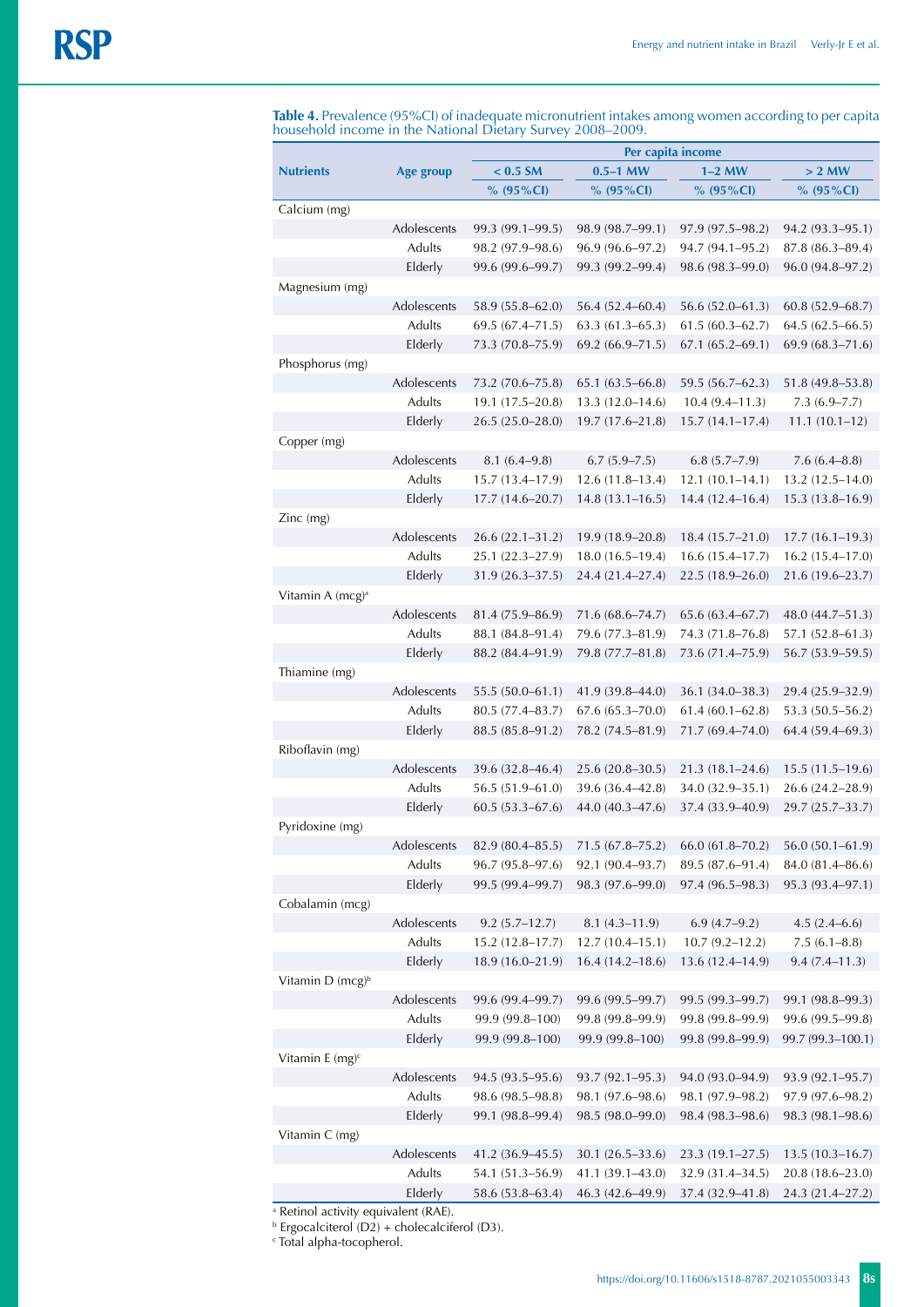**Table 4.** Prevalence (95%CI) of inadequate micronutrient intakes among women according to per capita household income in the National Dietary Survey 2008–2009.

| Nutrients | Age group | Per capita income | | | |
|---|---|---|---|---|---|
| | | < 0.5 SM | 0.5–1 MW | 1–2 MW | > 2 MW |
| | | % (95%CI) | % (95%CI) | % (95%CI) | % (95%CI) |
| Calcium (mg) | | | | | |
| | Adolescents | 99.3 (99.1–99.5) | 98.9 (98.7–99.1) | 97.9 (97.5–98.2) | 94.2 (93.3–95.1) |
| | Adults | 98.2 (97.9–98.6) | 96.9 (96.6–97.2) | 94.7 (94.1–95.2) | 87.8 (86.3–89.4) |
| | Elderly | 99.6 (99.6–99.7) | 99.3 (99.2–99.4) | 98.6 (98.3–99.0) | 96.0 (94.8–97.2) |
| Magnesium (mg) | | | | | |
| | Adolescents | 58.9 (55.8–62.0) | 56.4 (52.4–60.4) | 56.6 (52.0–61.3) | 60.8 (52.9–68.7) |
| | Adults | 69.5 (67.4–71.5) | 63.3 (61.3–65.3) | 61.5 (60.3–62.7) | 64.5 (62.5–66.5) |
| | Elderly | 73.3 (70.8–75.9) | 69.2 (66.9–71.5) | 67.1 (65.2–69.1) | 69.9 (68.3–71.6) |
| Phosphorus (mg) | | | | | |
| | Adolescents | 73.2 (70.6–75.8) | 65.1 (63.5–66.8) | 59.5 (56.7–62.3) | 51.8 (49.8–53.8) |
| | Adults | 19.1 (17.5–20.8) | 13.3 (12.0–14.6) | 10.4 (9.4–11.3) | 7.3 (6.9–7.7) |
| | Elderly | 26.5 (25.0–28.0) | 19.7 (17.6–21.8) | 15.7 (14.1–17.4) | 11.1 (10.1–12) |
| Copper (mg) | | | | | |
| | Adolescents | 8.1 (6.4–9.8) | 6.7 (5.9–7.5) | 6.8 (5.7–7.9) | 7.6 (6.4–8.8) |
| | Adults | 15.7 (13.4–17.9) | 12.6 (11.8–13.4) | 12.1 (10.1–14.1) | 13.2 (12.5–14.0) |
| | Elderly | 17.7 (14.6–20.7) | 14.8 (13.1–16.5) | 14.4 (12.4–16.4) | 15.3 (13.8–16.9) |
| Zinc (mg) | | | | | |
| | Adolescents | 26.6 (22.1–31.2) | 19.9 (18.9–20.8) | 18.4 (15.7–21.0) | 17.7 (16.1–19.3) |
| | Adults | 25.1 (22.3–27.9) | 18.0 (16.5–19.4) | 16.6 (15.4–17.7) | 16.2 (15.4–17.0) |
| | Elderly | 31.9 (26.3–37.5) | 24.4 (21.4–27.4) | 22.5 (18.9–26.0) | 21.6 (19.6–23.7) |
| Vitamin A (mcg)[a] | | | | | |
| | Adolescents | 81.4 (75.9–86.9) | 71.6 (68.6–74.7) | 65.6 (63.4–67.7) | 48.0 (44.7–51.3) |
| | Adults | 88.1 (84.8–91.4) | 79.6 (77.3–81.9) | 74.3 (71.8–76.8) | 57.1 (52.8–61.3) |
| | Elderly | 88.2 (84.4–91.9) | 79.8 (77.7–81.8) | 73.6 (71.4–75.9) | 56.7 (53.9–59.5) |
| Thiamine (mg) | | | | | |
| | Adolescents | 55.5 (50.0–61.1) | 41.9 (39.8–44.0) | 36.1 (34.0–38.3) | 29.4 (25.9–32.9) |
| | Adults | 80.5 (77.4–83.7) | 67.6 (65.3–70.0) | 61.4 (60.1–62.8) | 53.3 (50.5–56.2) |
| | Elderly | 88.5 (85.8–91.2) | 78.2 (74.5–81.9) | 71.7 (69.4–74.0) | 64.4 (59.4–69.3) |
| Riboflavin (mg) | | | | | |
| | Adolescents | 39.6 (32.8–46.4) | 25.6 (20.8–30.5) | 21.3 (18.1–24.6) | 15.5 (11.5–19.6) |
| | Adults | 56.5 (51.9–61.0) | 39.6 (36.4–42.8) | 34.0 (32.9–35.1) | 26.6 (24.2–28.9) |
| | Elderly | 60.5 (53.3–67.6) | 44.0 (40.3–47.6) | 37.4 (33.9–40.9) | 29.7 (25.7–33.7) |
| Pyridoxine (mg) | | | | | |
| | Adolescents | 82.9 (80.4–85.5) | 71.5 (67.8–75.2) | 66.0 (61.8–70.2) | 56.0 (50.1–61.9) |
| | Adults | 96.7 (95.8–97.6) | 92.1 (90.4–93.7) | 89.5 (87.6–91.4) | 84.0 (81.4–86.6) |
| | Elderly | 99.5 (99.4–99.7) | 98.3 (97.6–99.0) | 97.4 (96.5–98.3) | 95.3 (93.4–97.1) |
| Cobalamin (mcg) | | | | | |
| | Adolescents | 9.2 (5.7–12.7) | 8.1 (4.3–11.9) | 6.9 (4.7–9.2) | 4.5 (2.4–6.6) |
| | Adults | 15.2 (12.8–17.7) | 12.7 (10.4–15.1) | 10.7 (9.2–12.2) | 7.5 (6.1–8.8) |
| | Elderly | 18.9 (16.0–21.9) | 16.4 (14.2–18.6) | 13.6 (12.4–14.9) | 9.4 (7.4–11.3) |
| Vitamin D (mcg)[b] | | | | | |
| | Adolescents | 99.6 (99.4–99.7) | 99.6 (99.5–99.7) | 99.5 (99.3–99.7) | 99.1 (98.8–99.3) |
| | Adults | 99.9 (99.8–100) | 99.8 (99.8–99.9) | 99.8 (99.8–99.9) | 99.6 (99.5–99.8) |
| | Elderly | 99.9 (99.8–100) | 99.9 (99.8–100) | 99.8 (99.8–99.9) | 99.7 (99.3–100.1) |
| Vitamin E (mg)[c] | | | | | |
| | Adolescents | 94.5 (93.5–95.6) | 93.7 (92.1–95.3) | 94.0 (93.0–94.9) | 93.9 (92.1–95.7) |
| | Adults | 98.6 (98.5–98.8) | 98.1 (97.6–98.6) | 98.1 (97.9–98.2) | 97.9 (97.6–98.2) |
| | Elderly | 99.1 (98.8–99.4) | 98.5 (98.0–99.0) | 98.4 (98.3–98.6) | 98.3 (98.1–98.6) |
| Vitamin C (mg) | | | | | |
| | Adolescents | 41.2 (36.9–45.5) | 30.1 (26.5–33.6) | 23.3 (19.1–27.5) | 13.5 (10.3–16.7) |
| | Adults | 54.1 (51.3–56.9) | 41.1 (39.1–43.0) | 32.9 (31.4–34.5) | 20.8 (18.6–23.0) |
| | Elderly | 58.6 (53.8–63.4) | 46.3 (42.6–49.9) | 37.4 (32.9–41.8) | 24.3 (21.4–27.2) |

[a] Retinol activity equivalent (RAE).
[b] Ergocalciterol (D2) + cholecalciferol (D3).
[c] Total alpha-tocopherol.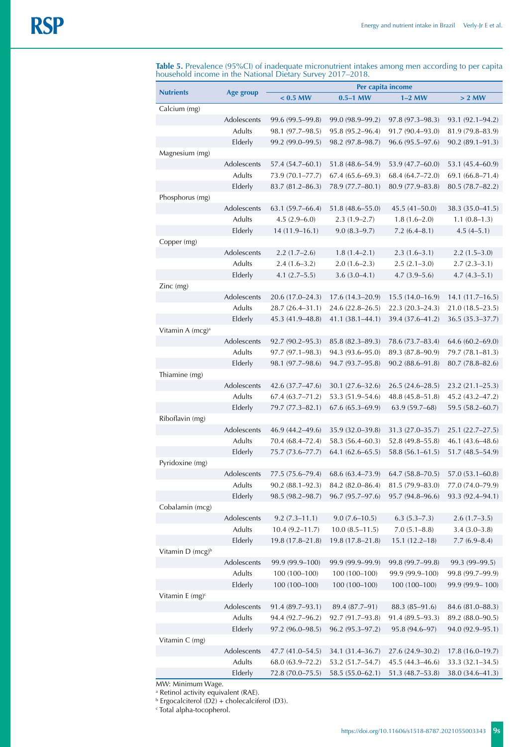**Table 5.** Prevalence (95%CI) of inadequate micronutrient intakes among men according to per capita household income in the National Dietary Survey 2017–2018.

| Nutrients | Age group | Per capita income | | | |
|---|---|---|---|---|---|
| | | < 0.5 MW | 0.5–1 MW | 1–2 MW | > 2 MW |
| Calcium (mg) | | | | | |
| | Adolescents | 99.6 (99.5–99.8) | 99.0 (98.9–99.2) | 97.8 (97.3–98.3) | 93.1 (92.1–94.2) |
| | Adults | 98.1 (97.7–98.5) | 95.8 (95.2–96.4) | 91.7 (90.4–93.0) | 81.9 (79.8–83.9) |
| | Elderly | 99.2 (99.0–99.5) | 98.2 (97.8–98.7) | 96.6 (95.5–97.6) | 90.2 (89.1–91.3) |
| Magnesium (mg) | | | | | |
| | Adolescents | 57.4 (54.7–60.1) | 51.8 (48.6–54.9) | 53.9 (47.7–60.0) | 53.1 (45.4–60.9) |
| | Adults | 73.9 (70.1–77.7) | 67.4 (65.6–69.3) | 68.4 (64.7–72.0) | 69.1 (66.8–71.4) |
| | Elderly | 83.7 (81.2–86.3) | 78.9 (77.7–80.1) | 80.9 (77.9–83.8) | 80.5 (78.7–82.2) |
| Phosphorus (mg) | | | | | |
| | Adolescents | 63.1 (59.7–66.4) | 51.8 (48.6–55.0) | 45.5 (41–50.0) | 38.3 (35.0–41.5) |
| | Adults | 4.5 (2.9–6.0) | 2.3 (1.9–2.7) | 1.8 (1.6–2.0) | 1.1 (0.8–1.3) |
| | Elderly | 14 (11.9–16.1) | 9.0 (8.3–9.7) | 7.2 (6.4–8.1) | 4.5 (4–5.1) |
| Copper (mg) | | | | | |
| | Adolescents | 2.2 (1.7–2.6) | 1.8 (1.4–2.1) | 2.3 (1.6–3.1) | 2.2 (1.5–3.0) |
| | Adults | 2.4 (1.6–3.2) | 2.0 (1.6–2.3) | 2.5 (2.1–3.0) | 2.7 (2.3–3.1) |
| | Elderly | 4.1 (2.7–5.5) | 3.6 (3.0–4.1) | 4.7 (3.9–5.6) | 4.7 (4.3–5.1) |
| Zinc (mg) | | | | | |
| | Adolescents | 20.6 (17.0–24.3) | 17.6 (14.3–20.9) | 15.5 (14.0–16.9) | 14.1 (11.7–16.5) |
| | Adults | 28.7 (26.4–31.1) | 24.6 (22.8–26.5) | 22.3 (20.3–24.3) | 21.0 (18.5–23.5) |
| | Elderly | 45.3 (41.9–48.8) | 41.1 (38.1–44.1) | 39.4 (37.6–41.2) | 36.5 (35.3–37.7) |
| Vitamin A (mcg)[a] | | | | | |
| | Adolescents | 92.7 (90.2–95.3) | 85.8 (82.3–89.3) | 78.6 (73.7–83.4) | 64.6 (60.2–69.0) |
| | Adults | 97.7 (97.1–98.3) | 94.3 (93.6–95.0) | 89.3 (87.8–90.9) | 79.7 (78.1–81.3) |
| | Elderly | 98.1 (97.7–98.6) | 94.7 (93.7–95.8) | 90.2 (88.6–91.8) | 80.7 (78.8–82.6) |
| Thiamine (mg) | | | | | |
| | Adolescents | 42.6 (37.7–47.6) | 30.1 (27.6–32.6) | 26.5 (24.6–28.5) | 23.2 (21.1–25.3) |
| | Adults | 67.4 (63.7–71.2) | 53.3 (51.9–54.6) | 48.8 (45.8–51.8) | 45.2 (43.2–47.2) |
| | Elderly | 79.7 (77.3–82.1) | 67.6 (65.3–69.9) | 63.9 (59.7–68) | 59.5 (58.2–60.7) |
| Riboflavin (mg) | | | | | |
| | Adolescents | 46.9 (44.2–49.6) | 35.9 (32.0–39.8) | 31.3 (27.0–35.7) | 25.1 (22.7–27.5) |
| | Adults | 70.4 (68.4–72.4) | 58.3 (56.4–60.3) | 52.8 (49.8–55.8) | 46.1 (43.6–48.6) |
| | Elderly | 75.7 (73.6–77.7) | 64.1 (62.6–65.5) | 58.8 (56.1–61.5) | 51.7 (48.5–54.9) |
| Pyridoxine (mg) | | | | | |
| | Adolescents | 77.5 (75.6–79.4) | 68.6 (63.4–73.9) | 64.7 (58.8–70.5) | 57.0 (53.1–60.8) |
| | Adults | 90.2 (88.1–92.3) | 84.2 (82.0–86.4) | 81.5 (79.9–83.0) | 77.0 (74.0–79.9) |
| | Elderly | 98.5 (98.2–98.7) | 96.7 (95.7–97.6) | 95.7 (94.8–96.6) | 93.3 (92.4–94.1) |
| Cobalamin (mcg) | | | | | |
| | Adolescents | 9.2 (7.3–11.1) | 9.0 (7.6–10.5) | 6.3 (5.3–7.3) | 2.6 (1.7–3.5) |
| | Adults | 10.4 (9.2–11.7) | 10.0 (8.5–11.5) | 7.0 (5.1–8.8) | 3.4 (3.0–3.8) |
| | Elderly | 19.8 (17.8–21.8) | 19.8 (17.8–21.8) | 15.1 (12.2–18) | 7.7 (6.9–8.4) |
| Vitamin D (mcg)[b] | | | | | |
| | Adolescents | 99.9 (99.9–100) | 99.9 (99.9–99.9) | 99.8 (99.7–99.8) | 99.3 (99–99.5) |
| | Adults | 100 (100–100) | 100 (100–100) | 99.9 (99.9–100) | 99.8 (99.7–99.9) |
| | Elderly | 100 (100–100) | 100 (100–100) | 100 (100–100) | 99.9 (99.9– 100) |
| Vitamin E (mg)[c] | | | | | |
| | Adolescents | 91.4 (89.7–93.1) | 89.4 (87.7–91) | 88.3 (85–91.6) | 84.6 (81.0–88.3) |
| | Adults | 94.4 (92.7–96.2) | 92.7 (91.7–93.8) | 91.4 (89.5–93.3) | 89.2 (88.0–90.5) |
| | Elderly | 97.2 (96.0–98.5) | 96.2 (95.3–97.2) | 95.8 (94.6–97) | 94.0 (92.9–95.1) |
| Vitamin C (mg) | | | | | |
| | Adolescents | 47.7 (41.0–54.5) | 34.1 (31.4–36.7) | 27.6 (24.9–30.2) | 17.8 (16.0–19.7) |
| | Adults | 68.0 (63.9–72.2) | 53.2 (51.7–54.7) | 45.5 (44.3–46.6) | 33.3 (32.1–34.5) |
| | Elderly | 72.8 (70.0–75.5) | 58.5 (55.0–62.1) | 51.3 (48.7–53.8) | 38.0 (34.6–41.3) |

MW: Minimum Wage.
[a] Retinol activity equivalent (RAE).
[b] Ergocalciterol (D2) + cholecalciferol (D3).
[c] Total alpha-tocopherol.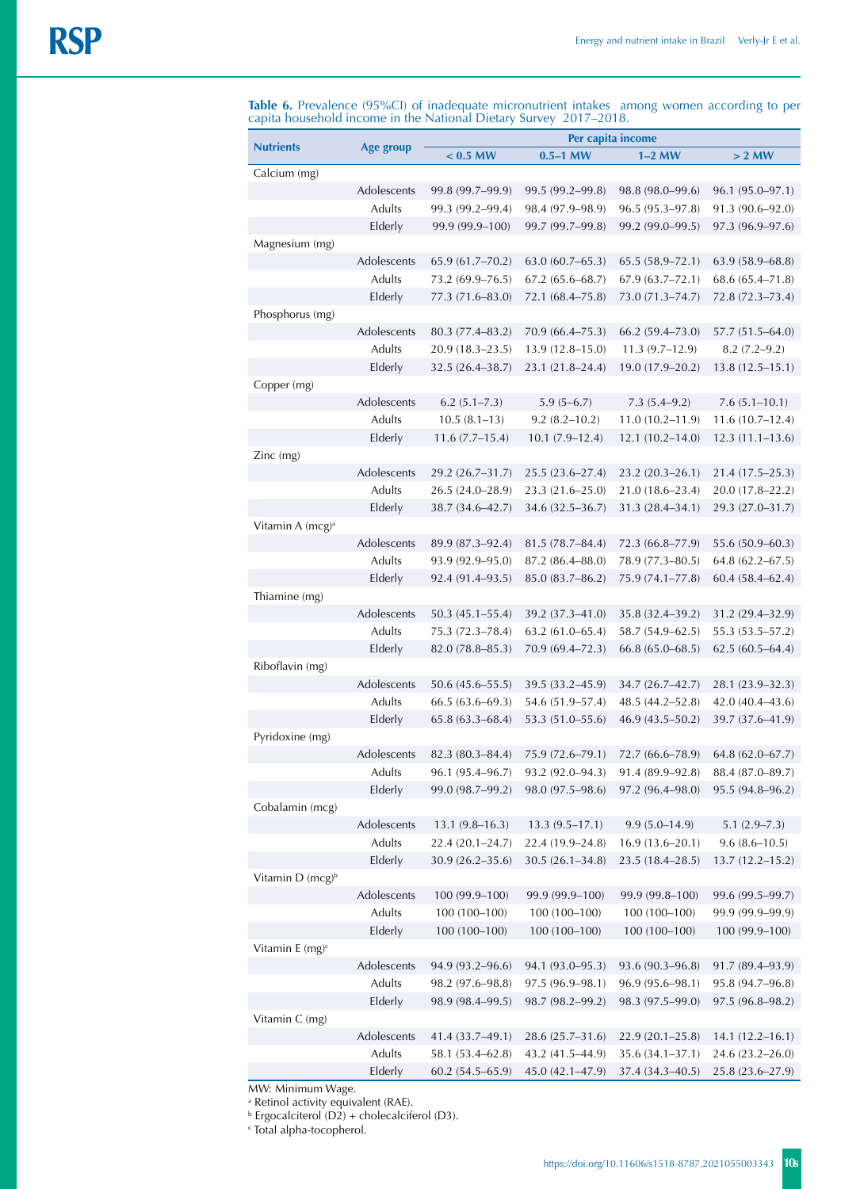**Table 6.** Prevalence (95%CI) of inadequate micronutrient intakes among women according to per capita household income in the National Dietary Survey 2017–2018.

| Nutrients | Age group | Per capita income | | | |
|---|---|---|---|---|---|
| | | < 0.5 MW | 0.5–1 MW | 1–2 MW | > 2 MW |
| Calcium (mg) | | | | | |
| | Adolescents | 99.8 (99.7–99.9) | 99.5 (99.2–99.8) | 98.8 (98.0–99.6) | 96.1 (95.0–97.1) |
| | Adults | 99.3 (99.2–99.4) | 98.4 (97.9–98.9) | 96.5 (95.3–97.8) | 91.3 (90.6–92.0) |
| | Elderly | 99.9 (99.9–100) | 99.7 (99.7–99.8) | 99.2 (99.0–99.5) | 97.3 (96.9–97.6) |
| Magnesium (mg) | | | | | |
| | Adolescents | 65.9 (61.7–70.2) | 63.0 (60.7–65.3) | 65.5 (58.9–72.1) | 63.9 (58.9–68.8) |
| | Adults | 73.2 (69.9–76.5) | 67.2 (65.6–68.7) | 67.9 (63.7–72.1) | 68.6 (65.4–71.8) |
| | Elderly | 77.3 (71.6–83.0) | 72.1 (68.4–75.8) | 73.0 (71.3–74.7) | 72.8 (72.3–73.4) |
| Phosphorus (mg) | | | | | |
| | Adolescents | 80.3 (77.4–83.2) | 70.9 (66.4–75.3) | 66.2 (59.4–73.0) | 57.7 (51.5–64.0) |
| | Adults | 20.9 (18.3–23.5) | 13.9 (12.8–15.0) | 11.3 (9.7–12.9) | 8.2 (7.2–9.2) |
| | Elderly | 32.5 (26.4–38.7) | 23.1 (21.8–24.4) | 19.0 (17.9–20.2) | 13.8 (12.5–15.1) |
| Copper (mg) | | | | | |
| | Adolescents | 6.2 (5.1–7.3) | 5.9 (5–6.7) | 7.3 (5.4–9.2) | 7.6 (5.1–10.1) |
| | Adults | 10.5 (8.1–13) | 9.2 (8.2–10.2) | 11.0 (10.2–11.9) | 11.6 (10.7–12.4) |
| | Elderly | 11.6 (7.7–15.4) | 10.1 (7.9–12.4) | 12.1 (10.2–14.0) | 12.3 (11.1–13.6) |
| Zinc (mg) | | | | | |
| | Adolescents | 29.2 (26.7–31.7) | 25.5 (23.6–27.4) | 23.2 (20.3–26.1) | 21.4 (17.5–25.3) |
| | Adults | 26.5 (24.0–28.9) | 23.3 (21.6–25.0) | 21.0 (18.6–23.4) | 20.0 (17.8–22.2) |
| | Elderly | 38.7 (34.6–42.7) | 34.6 (32.5–36.7) | 31.3 (28.4–34.1) | 29.3 (27.0–31.7) |
| Vitamin A (mcg)[a] | | | | | |
| | Adolescents | 89.9 (87.3–92.4) | 81.5 (78.7–84.4) | 72.3 (66.8–77.9) | 55.6 (50.9–60.3) |
| | Adults | 93.9 (92.9–95.0) | 87.2 (86.4–88.0) | 78.9 (77.3–80.5) | 64.8 (62.2–67.5) |
| | Elderly | 92.4 (91.4–93.5) | 85.0 (83.7–86.2) | 75.9 (74.1–77.8) | 60.4 (58.4–62.4) |
| Thiamine (mg) | | | | | |
| | Adolescents | 50.3 (45.1–55.4) | 39.2 (37.3–41.0) | 35.8 (32.4–39.2) | 31.2 (29.4–32.9) |
| | Adults | 75.3 (72.3–78.4) | 63.2 (61.0–65.4) | 58.7 (54.9–62.5) | 55.3 (53.5–57.2) |
| | Elderly | 82.0 (78.8–85.3) | 70.9 (69.4–72.3) | 66.8 (65.0–68.5) | 62.5 (60.5–64.4) |
| Riboflavin (mg) | | | | | |
| | Adolescents | 50.6 (45.6–55.5) | 39.5 (33.2–45.9) | 34.7 (26.7–42.7) | 28.1 (23.9–32.3) |
| | Adults | 66.5 (63.6–69.3) | 54.6 (51.9–57.4) | 48.5 (44.2–52.8) | 42.0 (40.4–43.6) |
| | Elderly | 65.8 (63.3–68.4) | 53.3 (51.0–55.6) | 46.9 (43.5–50.2) | 39.7 (37.6–41.9) |
| Pyridoxine (mg) | | | | | |
| | Adolescents | 82.3 (80.3–84.4) | 75.9 (72.6–79.1) | 72.7 (66.6–78.9) | 64.8 (62.0–67.7) |
| | Adults | 96.1 (95.4–96.7) | 93.2 (92.0–94.3) | 91.4 (89.9–92.8) | 88.4 (87.0–89.7) |
| | Elderly | 99.0 (98.7–99.2) | 98.0 (97.5–98.6) | 97.2 (96.4–98.0) | 95.5 (94.8–96.2) |
| Cobalamin (mcg) | | | | | |
| | Adolescents | 13.1 (9.8–16.3) | 13.3 (9.5–17.1) | 9.9 (5.0–14.9) | 5.1 (2.9–7.3) |
| | Adults | 22.4 (20.1–24.7) | 22.4 (19.9–24.8) | 16.9 (13.6–20.1) | 9.6 (8.6–10.5) |
| | Elderly | 30.9 (26.2–35.6) | 30.5 (26.1–34.8) | 23.5 (18.4–28.5) | 13.7 (12.2–15.2) |
| Vitamin D (mcg)[b] | | | | | |
| | Adolescents | 100 (99.9–100) | 99.9 (99.9–100) | 99.9 (99.8–100) | 99.6 (99.5–99.7) |
| | Adults | 100 (100–100) | 100 (100–100) | 100 (100–100) | 99.9 (99.9–99.9) |
| | Elderly | 100 (100–100) | 100 (100–100) | 100 (100–100) | 100 (99.9–100) |
| Vitamin E (mg)[c] | | | | | |
| | Adolescents | 94.9 (93.2–96.6) | 94.1 (93.0–95.3) | 93.6 (90.3–96.8) | 91.7 (89.4–93.9) |
| | Adults | 98.2 (97.6–98.8) | 97.5 (96.9–98.1) | 96.9 (95.6–98.1) | 95.8 (94.7–96.8) |
| | Elderly | 98.9 (98.4–99.5) | 98.7 (98.2–99.2) | 98.3 (97.5–99.0) | 97.5 (96.8–98.2) |
| Vitamin C (mg) | | | | | |
| | Adolescents | 41.4 (33.7–49.1) | 28.6 (25.7–31.6) | 22.9 (20.1–25.8) | 14.1 (12.2–16.1) |
| | Adults | 58.1 (53.4–62.8) | 43.2 (41.5–44.9) | 35.6 (34.1–37.1) | 24.6 (23.2–26.0) |
| | Elderly | 60.2 (54.5–65.9) | 45.0 (42.1–47.9) | 37.4 (34.3–40.5) | 25.8 (23.6–27.9) |

MW: Minimum Wage.

[a] Retinol activity equivalent (RAE).

[b] Ergocalciterol (D2) + cholecalciferol (D3).

[c] Total alpha-tocopherol.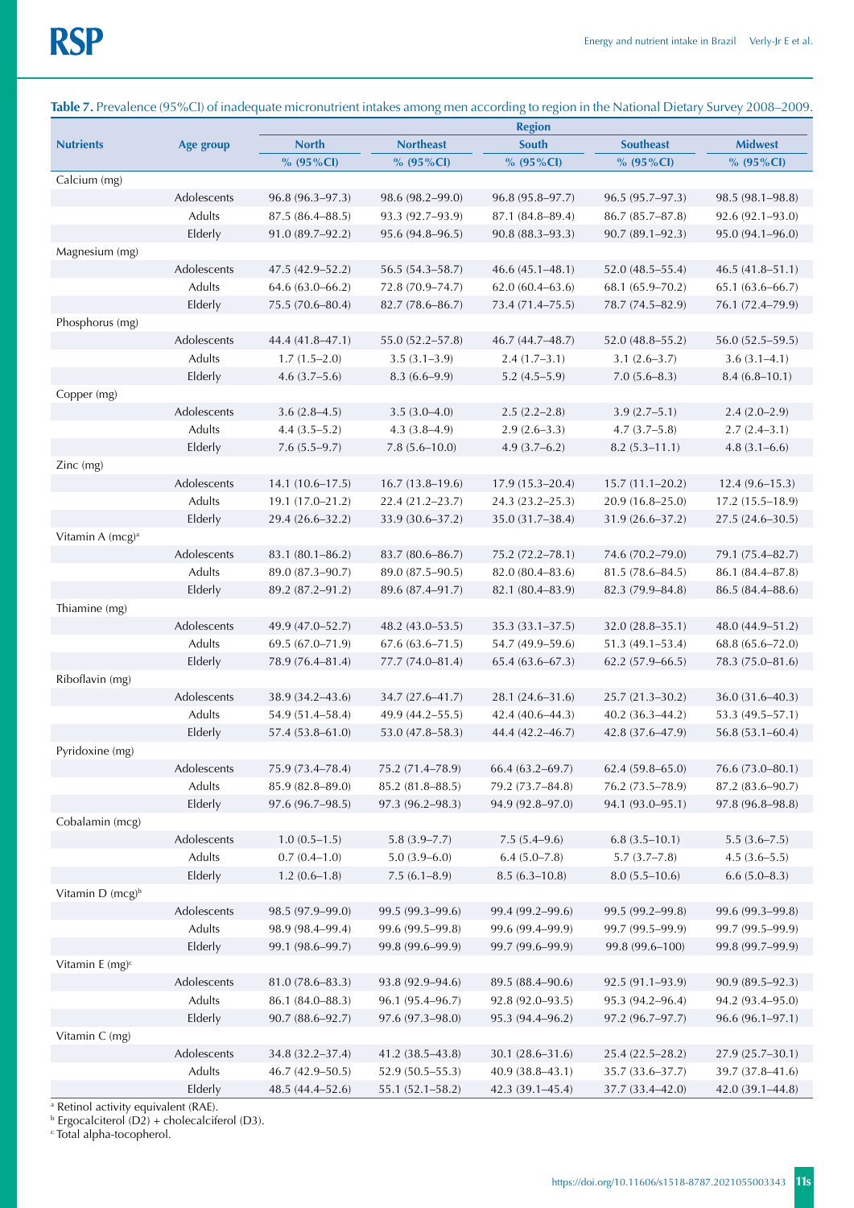**Table 7.** Prevalence (95%CI) of inadequate micronutrient intakes among men according to region in the National Dietary Survey 2008–2009.

| Nutrients | Age group | Region | | | | |
|---|---|---|---|---|---|---|
| | | North | Northeast | South | Southeast | Midwest |
| | | % (95%CI) | % (95%CI) | % (95%CI) | % (95%CI) | % (95%CI) |
| Calcium (mg) | | | | | | |
| | Adolescents | 96.8 (96.3–97.3) | 98.6 (98.2–99.0) | 96.8 (95.8–97.7) | 96.5 (95.7–97.3) | 98.5 (98.1–98.8) |
| | Adults | 87.5 (86.4–88.5) | 93.3 (92.7–93.9) | 87.1 (84.8–89.4) | 86.7 (85.7–87.8) | 92.6 (92.1–93.0) |
| | Elderly | 91.0 (89.7–92.2) | 95.6 (94.8–96.5) | 90.8 (88.3–93.3) | 90.7 (89.1–92.3) | 95.0 (94.1–96.0) |
| Magnesium (mg) | | | | | | |
| | Adolescents | 47.5 (42.9–52.2) | 56.5 (54.3–58.7) | 46.6 (45.1–48.1) | 52.0 (48.5–55.4) | 46.5 (41.8–51.1) |
| | Adults | 64.6 (63.0–66.2) | 72.8 (70.9–74.7) | 62.0 (60.4–63.6) | 68.1 (65.9–70.2) | 65.1 (63.6–66.7) |
| | Elderly | 75.5 (70.6–80.4) | 82.7 (78.6–86.7) | 73.4 (71.4–75.5) | 78.7 (74.5–82.9) | 76.1 (72.4–79.9) |
| Phosphorus (mg) | | | | | | |
| | Adolescents | 44.4 (41.8–47.1) | 55.0 (52.2–57.8) | 46.7 (44.7–48.7) | 52.0 (48.8–55.2) | 56.0 (52.5–59.5) |
| | Adults | 1.7 (1.5–2.0) | 3.5 (3.1–3.9) | 2.4 (1.7–3.1) | 3.1 (2.6–3.7) | 3.6 (3.1–4.1) |
| | Elderly | 4.6 (3.7–5.6) | 8.3 (6.6–9.9) | 5.2 (4.5–5.9) | 7.0 (5.6–8.3) | 8.4 (6.8–10.1) |
| Copper (mg) | | | | | | |
| | Adolescents | 3.6 (2.8–4.5) | 3.5 (3.0–4.0) | 2.5 (2.2–2.8) | 3.9 (2.7–5.1) | 2.4 (2.0–2.9) |
| | Adults | 4.4 (3.5–5.2) | 4.3 (3.8–4.9) | 2.9 (2.6–3.3) | 4.7 (3.7–5.8) | 2.7 (2.4–3.1) |
| | Elderly | 7.6 (5.5–9.7) | 7.8 (5.6–10.0) | 4.9 (3.7–6.2) | 8.2 (5.3–11.1) | 4.8 (3.1–6.6) |
| Zinc (mg) | | | | | | |
| | Adolescents | 14.1 (10.6–17.5) | 16.7 (13.8–19.6) | 17.9 (15.3–20.4) | 15.7 (11.1–20.2) | 12.4 (9.6–15.3) |
| | Adults | 19.1 (17.0–21.2) | 22.4 (21.2–23.7) | 24.3 (23.2–25.3) | 20.9 (16.8–25.0) | 17.2 (15.5–18.9) |
| | Elderly | 29.4 (26.6–32.2) | 33.9 (30.6–37.2) | 35.0 (31.7–38.4) | 31.9 (26.6–37.2) | 27.5 (24.6–30.5) |
| Vitamin A (mcg)[a] | | | | | | |
| | Adolescents | 83.1 (80.1–86.2) | 83.7 (80.6–86.7) | 75.2 (72.2–78.1) | 74.6 (70.2–79.0) | 79.1 (75.4–82.7) |
| | Adults | 89.0 (87.3–90.7) | 89.0 (87.5–90.5) | 82.0 (80.4–83.6) | 81.5 (78.6–84.5) | 86.1 (84.4–87.8) |
| | Elderly | 89.2 (87.2–91.2) | 89.6 (87.4–91.7) | 82.1 (80.4–83.9) | 82.3 (79.9–84.8) | 86.5 (84.4–88.6) |
| Thiamine (mg) | | | | | | |
| | Adolescents | 49.9 (47.0–52.7) | 48.2 (43.0–53.5) | 35.3 (33.1–37.5) | 32.0 (28.8–35.1) | 48.0 (44.9–51.2) |
| | Adults | 69.5 (67.0–71.9) | 67.6 (63.6–71.5) | 54.7 (49.9–59.6) | 51.3 (49.1–53.4) | 68.8 (65.6–72.0) |
| | Elderly | 78.9 (76.4–81.4) | 77.7 (74.0–81.4) | 65.4 (63.6–67.3) | 62.2 (57.9–66.5) | 78.3 (75.0–81.6) |
| Riboflavin (mg) | | | | | | |
| | Adolescents | 38.9 (34.2–43.6) | 34.7 (27.6–41.7) | 28.1 (24.6–31.6) | 25.7 (21.3–30.2) | 36.0 (31.6–40.3) |
| | Adults | 54.9 (51.4–58.4) | 49.9 (44.2–55.5) | 42.4 (40.6–44.3) | 40.2 (36.3–44.2) | 53.3 (49.5–57.1) |
| | Elderly | 57.4 (53.8–61.0) | 53.0 (47.8–58.3) | 44.4 (42.2–46.7) | 42.8 (37.6–47.9) | 56.8 (53.1–60.4) |
| Pyridoxine (mg) | | | | | | |
| | Adolescents | 75.9 (73.4–78.4) | 75.2 (71.4–78.9) | 66.4 (63.2–69.7) | 62.4 (59.8–65.0) | 76.6 (73.0–80.1) |
| | Adults | 85.9 (82.8–89.0) | 85.2 (81.8–88.5) | 79.2 (73.7–84.8) | 76.2 (73.5–78.9) | 87.2 (83.6–90.7) |
| | Elderly | 97.6 (96.7–98.5) | 97.3 (96.2–98.3) | 94.9 (92.8–97.0) | 94.1 (93.0–95.1) | 97.8 (96.8–98.8) |
| Cobalamin (mcg) | | | | | | |
| | Adolescents | 1.0 (0.5–1.5) | 5.8 (3.9–7.7) | 7.5 (5.4–9.6) | 6.8 (3.5–10.1) | 5.5 (3.6–7.5) |
| | Adults | 0.7 (0.4–1.0) | 5.0 (3.9–6.0) | 6.4 (5.0–7.8) | 5.7 (3.7–7.8) | 4.5 (3.6–5.5) |
| | Elderly | 1.2 (0.6–1.8) | 7.5 (6.1–8.9) | 8.5 (6.3–10.8) | 8.0 (5.5–10.6) | 6.6 (5.0–8.3) |
| Vitamin D (mcg)[b] | | | | | | |
| | Adolescents | 98.5 (97.9–99.0) | 99.5 (99.3–99.6) | 99.4 (99.2–99.6) | 99.5 (99.2–99.8) | 99.6 (99.3–99.8) |
| | Adults | 98.9 (98.4–99.4) | 99.6 (99.5–99.8) | 99.6 (99.4–99.9) | 99.7 (99.5–99.9) | 99.7 (99.5–99.9) |
| | Elderly | 99.1 (98.6–99.7) | 99.8 (99.6–99.9) | 99.7 (99.6–99.9) | 99.8 (99.6–100) | 99.8 (99.7–99.9) |
| Vitamin E (mg)[c] | | | | | | |
| | Adolescents | 81.0 (78.6–83.3) | 93.8 (92.9–94.6) | 89.5 (88.4–90.6) | 92.5 (91.1–93.9) | 90.9 (89.5–92.3) |
| | Adults | 86.1 (84.0–88.3) | 96.1 (95.4–96.7) | 92.8 (92.0–93.5) | 95.3 (94.2–96.4) | 94.2 (93.4–95.0) |
| | Elderly | 90.7 (88.6–92.7) | 97.6 (97.3–98.0) | 95.3 (94.4–96.2) | 97.2 (96.7–97.7) | 96.6 (96.1–97.1) |
| Vitamin C (mg) | | | | | | |
| | Adolescents | 34.8 (32.2–37.4) | 41.2 (38.5–43.8) | 30.1 (28.6–31.6) | 25.4 (22.5–28.2) | 27.9 (25.7–30.1) |
| | Adults | 46.7 (42.9–50.5) | 52.9 (50.5–55.3) | 40.9 (38.8–43.1) | 35.7 (33.6–37.7) | 39.7 (37.8–41.6) |
| | Elderly | 48.5 (44.4–52.6) | 55.1 (52.1–58.2) | 42.3 (39.1–45.4) | 37.7 (33.4–42.0) | 42.0 (39.1–44.8) |

[a] Retinol activity equivalent (RAE).
[b] Ergocalciterol (D2) + cholecalciferol (D3).
[c] Total alpha-tocopherol.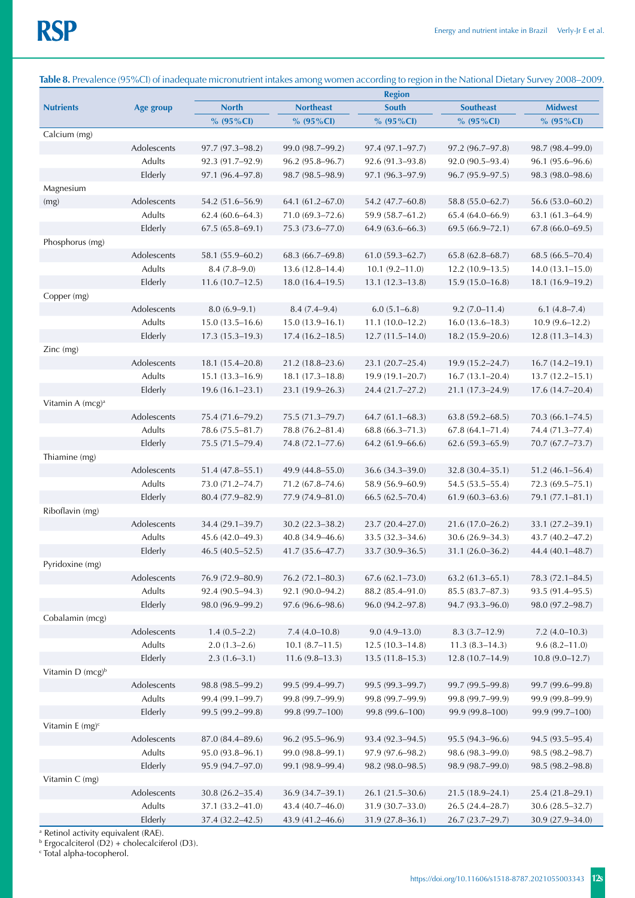**Table 8.** Prevalence (95%CI) of inadequate micronutrient intakes among women according to region in the National Dietary Survey 2008–2009.

| Nutrients | Age group | Region | | | | |
|---|---|---|---|---|---|---|
| | | North | Northeast | South | Southeast | Midwest |
| | | % (95%CI) | % (95%CI) | % (95%CI) | % (95%CI) | % (95%CI) |
| Calcium (mg) | | | | | | |
| | Adolescents | 97.7 (97.3–98.2) | 99.0 (98.7–99.2) | 97.4 (97.1–97.7) | 97.2 (96.7–97.8) | 98.7 (98.4–99.0) |
| | Adults | 92.3 (91.7–92.9) | 96.2 (95.8–96.7) | 92.6 (91.3–93.8) | 92.0 (90.5–93.4) | 96.1 (95.6–96.6) |
| | Elderly | 97.1 (96.4–97.8) | 98.7 (98.5–98.9) | 97.1 (96.3–97.9) | 96.7 (95.9–97.5) | 98.3 (98.0–98.6) |
| Magnesium (mg) | | | | | | |
| | Adolescents | 54.2 (51.6–56.9) | 64.1 (61.2–67.0) | 54.2 (47.7–60.8) | 58.8 (55.0–62.7) | 56.6 (53.0–60.2) |
| | Adults | 62.4 (60.6–64.3) | 71.0 (69.3–72.6) | 59.9 (58.7–61.2) | 65.4 (64.0–66.9) | 63.1 (61.3–64.9) |
| | Elderly | 67.5 (65.8–69.1) | 75.3 (73.6–77.0) | 64.9 (63.6–66.3) | 69.5 (66.9–72.1) | 67.8 (66.0–69.5) |
| Phosphorus (mg) | | | | | | |
| | Adolescents | 58.1 (55.9–60.2) | 68.3 (66.7–69.8) | 61.0 (59.3–62.7) | 65.8 (62.8–68.7) | 68.5 (66.5–70.4) |
| | Adults | 8.4 (7.8–9.0) | 13.6 (12.8–14.4) | 10.1 (9.2–11.0) | 12.2 (10.9–13.5) | 14.0 (13.1–15.0) |
| | Elderly | 11.6 (10.7–12.5) | 18.0 (16.4–19.5) | 13.1 (12.3–13.8) | 15.9 (15.0–16.8) | 18.1 (16.9–19.2) |
| Copper (mg) | | | | | | |
| | Adolescents | 8.0 (6.9–9.1) | 8.4 (7.4–9.4) | 6.0 (5.1–6.8) | 9.2 (7.0–11.4) | 6.1 (4.8–7.4) |
| | Adults | 15.0 (13.5–16.6) | 15.0 (13.9–16.1) | 11.1 (10.0–12.2) | 16.0 (13.6–18.3) | 10.9 (9.6–12.2) |
| | Elderly | 17.3 (15.3–19.3) | 17.4 (16.2–18.5) | 12.7 (11.5–14.0) | 18.2 (15.9–20.6) | 12.8 (11.3–14.3) |
| Zinc (mg) | | | | | | |
| | Adolescents | 18.1 (15.4–20.8) | 21.2 (18.8–23.6) | 23.1 (20.7–25.4) | 19.9 (15.2–24.7) | 16.7 (14.2–19.1) |
| | Adults | 15.1 (13.3–16.9) | 18.1 (17.3–18.8) | 19.9 (19.1–20.7) | 16.7 (13.1–20.4) | 13.7 (12.2–15.1) |
| | Elderly | 19.6 (16.1–23.1) | 23.1 (19.9–26.3) | 24.4 (21.7–27.2) | 21.1 (17.3–24.9) | 17.6 (14.7–20.4) |
| Vitamin A (mcg)[a] | | | | | | |
| | Adolescents | 75.4 (71.6–79.2) | 75.5 (71.3–79.7) | 64.7 (61.1–68.3) | 63.8 (59.2–68.5) | 70.3 (66.1–74.5) |
| | Adults | 78.6 (75.5–81.7) | 78.8 (76.2–81.4) | 68.8 (66.3–71.3) | 67.8 (64.1–71.4) | 74.4 (71.3–77.4) |
| | Elderly | 75.5 (71.5–79.4) | 74.8 (72.1–77.6) | 64.2 (61.9–66.6) | 62.6 (59.3–65.9) | 70.7 (67.7–73.7) |
| Thiamine (mg) | | | | | | |
| | Adolescents | 51.4 (47.8–55.1) | 49.9 (44.8–55.0) | 36.6 (34.3–39.0) | 32.8 (30.4–35.1) | 51.2 (46.1–56.4) |
| | Adults | 73.0 (71.2–74.7) | 71.2 (67.8–74.6) | 58.9 (56.9–60.9) | 54.5 (53.5–55.4) | 72.3 (69.5–75.1) |
| | Elderly | 80.4 (77.9–82.9) | 77.9 (74.9–81.0) | 66.5 (62.5–70.4) | 61.9 (60.3–63.6) | 79.1 (77.1–81.1) |
| Riboflavin (mg) | | | | | | |
| | Adolescents | 34.4 (29.1–39.7) | 30.2 (22.3–38.2) | 23.7 (20.4–27.0) | 21.6 (17.0–26.2) | 33.1 (27.2–39.1) |
| | Adults | 45.6 (42.0–49.3) | 40.8 (34.9–46.6) | 33.5 (32.3–34.6) | 30.6 (26.9–34.3) | 43.7 (40.2–47.2) |
| | Elderly | 46.5 (40.5–52.5) | 41.7 (35.6–47.7) | 33.7 (30.9–36.5) | 31.1 (26.0–36.2) | 44.4 (40.1–48.7) |
| Pyridoxine (mg) | | | | | | |
| | Adolescents | 76.9 (72.9–80.9) | 76.2 (72.1–80.3) | 67.6 (62.1–73.0) | 63.2 (61.3–65.1) | 78.3 (72.1–84.5) |
| | Adults | 92.4 (90.5–94.3) | 92.1 (90.0–94.2) | 88.2 (85.4–91.0) | 85.5 (83.7–87.3) | 93.5 (91.4–95.5) |
| | Elderly | 98.0 (96.9–99.2) | 97.6 (96.6–98.6) | 96.0 (94.2–97.8) | 94.7 (93.3–96.0) | 98.0 (97.2–98.7) |
| Cobalamin (mcg) | | | | | | |
| | Adolescents | 1.4 (0.5–2.2) | 7.4 (4.0–10.8) | 9.0 (4.9–13.0) | 8.3 (3.7–12.9) | 7.2 (4.0–10.3) |
| | Adults | 2.0 (1.3–2.6) | 10.1 (8.7–11.5) | 12.5 (10.3–14.8) | 11.3 (8.3–14.3) | 9.6 (8.2–11.0) |
| | Elderly | 2.3 (1.6–3.1) | 11.6 (9.8–13.3) | 13.5 (11.8–15.3) | 12.8 (10.7–14.9) | 10.8 (9.0–12.7) |
| Vitamin D (mcg)[b] | | | | | | |
| | Adolescents | 98.8 (98.5–99.2) | 99.5 (99.4–99.7) | 99.5 (99.3–99.7) | 99.7 (99.5–99.8) | 99.7 (99.6–99.8) |
| | Adults | 99.4 (99.1–99.7) | 99.8 (99.7–99.9) | 99.8 (99.7–99.9) | 99.8 (99.7–99.9) | 99.9 (99.8–99.9) |
| | Elderly | 99.5 (99.2–99.8) | 99.8 (99.7–100) | 99.8 (99.6–100) | 99.9 (99.8–100) | 99.9 (99.7–100) |
| Vitamin E (mg)[c] | | | | | | |
| | Adolescents | 87.0 (84.4–89.6) | 96.2 (95.5–96.9) | 93.4 (92.3–94.5) | 95.5 (94.3–96.6) | 94.5 (93.5–95.4) |
| | Adults | 95.0 (93.8–96.1) | 99.0 (98.8–99.1) | 97.9 (97.6–98.2) | 98.6 (98.3–99.0) | 98.5 (98.2–98.7) |
| | Elderly | 95.9 (94.7–97.0) | 99.1 (98.9–99.4) | 98.2 (98.0–98.5) | 98.9 (98.7–99.0) | 98.5 (98.2–98.8) |
| Vitamin C (mg) | | | | | | |
| | Adolescents | 30.8 (26.2–35.4) | 36.9 (34.7–39.1) | 26.1 (21.5–30.6) | 21.5 (18.9–24.1) | 25.4 (21.8–29.1) |
| | Adults | 37.1 (33.2–41.0) | 43.4 (40.7–46.0) | 31.9 (30.7–33.0) | 26.5 (24.4–28.7) | 30.6 (28.5–32.7) |
| | Elderly | 37.4 (32.2–42.5) | 43.9 (41.2–46.6) | 31.9 (27.8–36.1) | 26.7 (23.7–29.7) | 30.9 (27.9–34.0) |

[a] Retinol activity equivalent (RAE).
[b] Ergocalciterol (D2) + cholecalciferol (D3).
[c] Total alpha-tocopherol.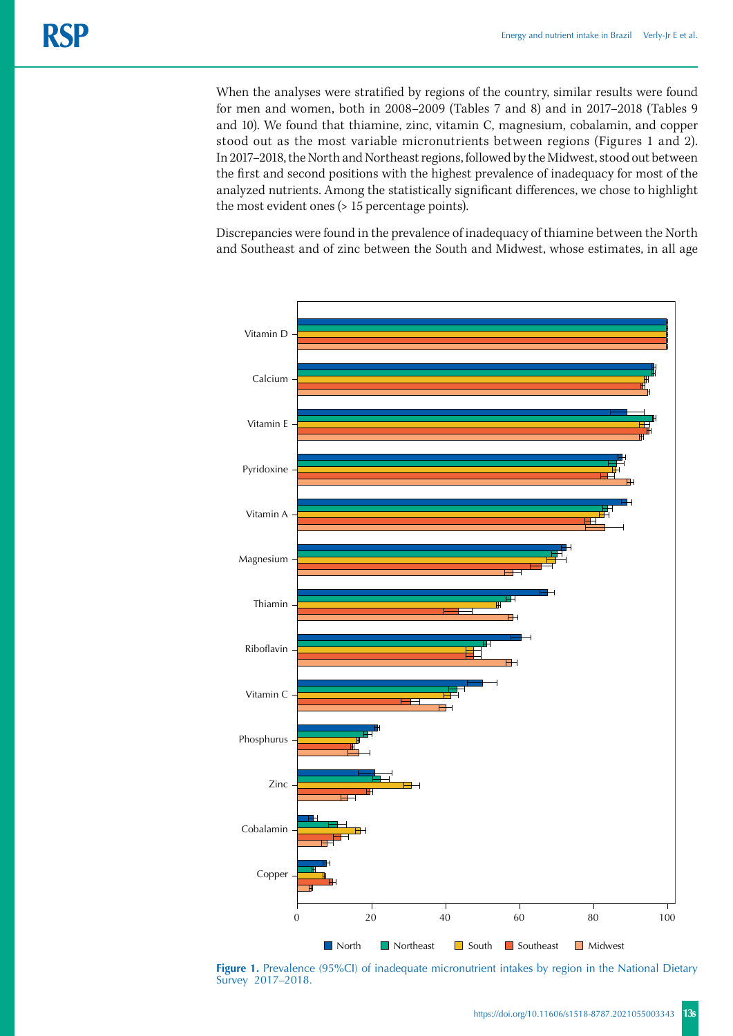When the analyses were stratified by regions of the country, similar results were found for men and women, both in 2008–2009 (Tables 7 and 8) and in 2017–2018 (Tables 9 and 10). We found that thiamine, zinc, vitamin C, magnesium, cobalamin, and copper stood out as the most variable micronutrients between regions (Figures 1 and 2). In 2017–2018, the North and Northeast regions, followed by the Midwest, stood out between the first and second positions with the highest prevalence of inadequacy for most of the analyzed nutrients. Among the statistically significant differences, we chose to highlight the most evident ones (> 15 percentage points).

Discrepancies were found in the prevalence of inadequacy of thiamine between the North and Southeast and of zinc between the South and Midwest, whose estimates, in all age

**Figure 1.** Prevalence (95%CI) of inadequate micronutrient intakes by region in the National Dietary Survey 2017–2018.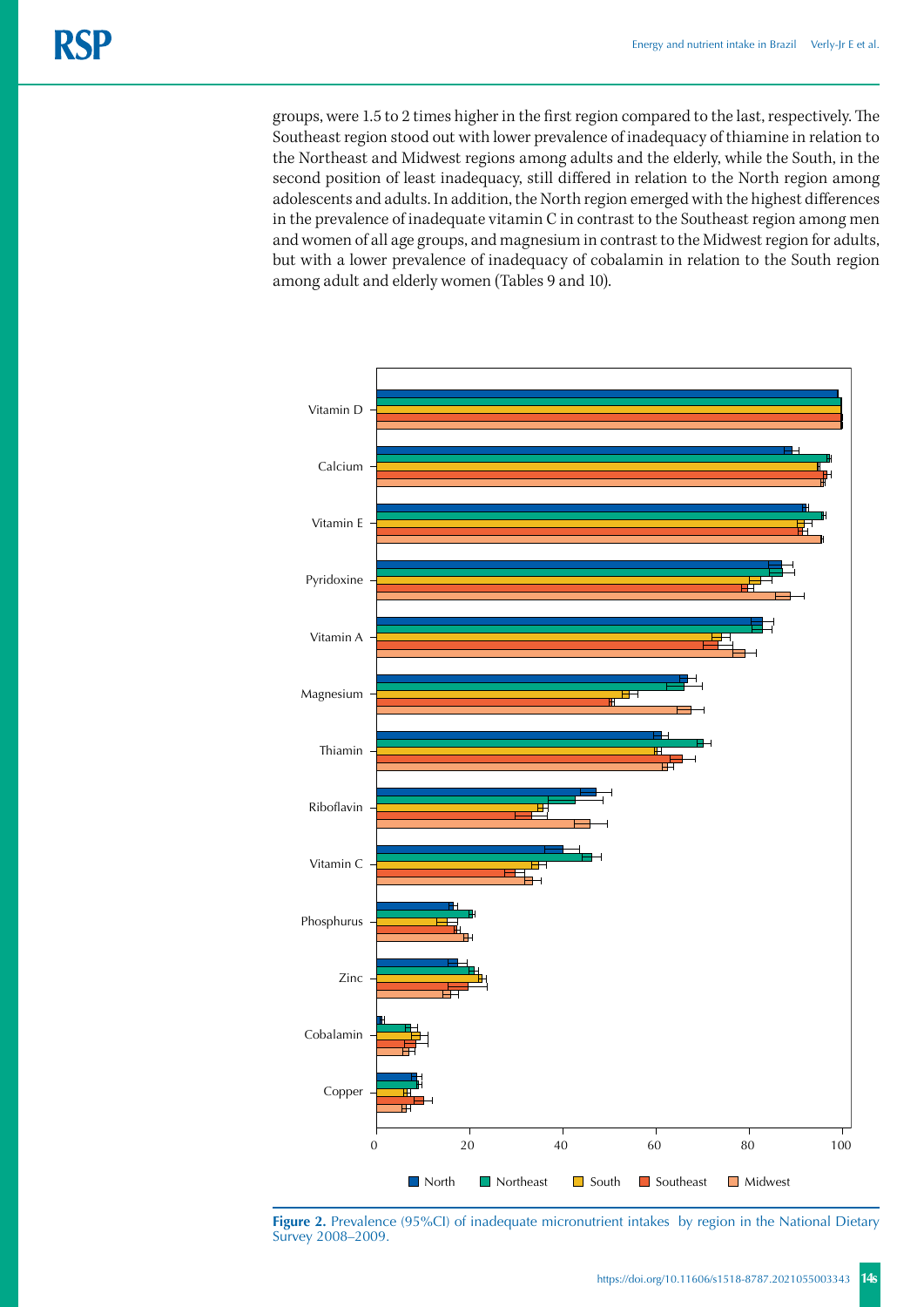groups, were 1.5 to 2 times higher in the first region compared to the last, respectively. The Southeast region stood out with lower prevalence of inadequacy of thiamine in relation to the Northeast and Midwest regions among adults and the elderly, while the South, in the second position of least inadequacy, still differed in relation to the North region among adolescents and adults. In addition, the North region emerged with the highest differences in the prevalence of inadequate vitamin C in contrast to the Southeast region among men and women of all age groups, and magnesium in contrast to the Midwest region for adults, but with a lower prevalence of inadequacy of cobalamin in relation to the South region among adult and elderly women (Tables 9 and 10).

**Figure 2.** Prevalence (95%CI) of inadequate micronutrient intakes by region in the National Dietary Survey 2008–2009.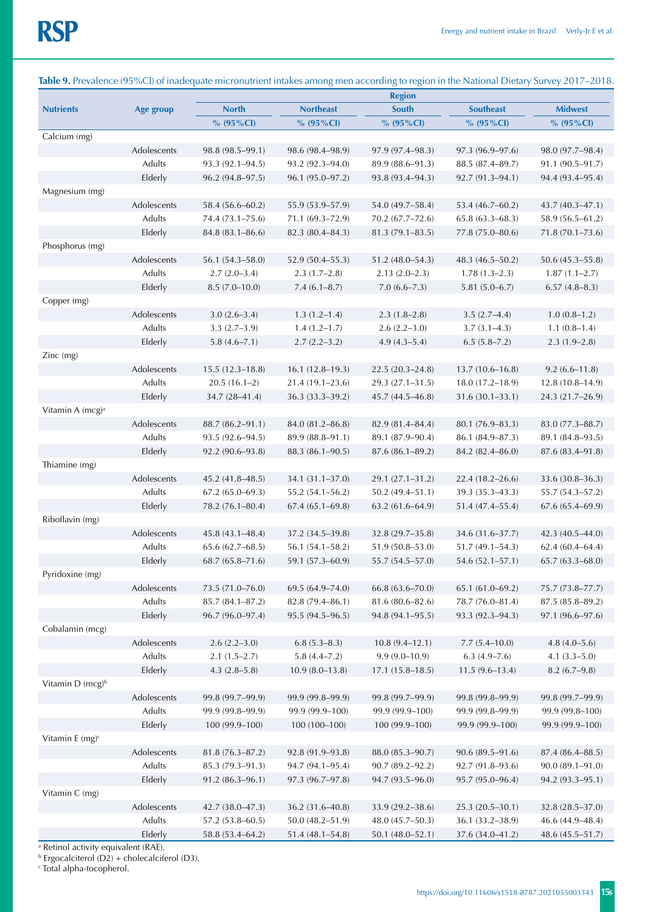**Table 9.** Prevalence (95%CI) of inadequate micronutrient intakes among men according to region in the National Dietary Survey 2017–2018.

| Nutrients | Age group | Region | | | | |
|---|---|---|---|---|---|---|
| | | North | Northeast | South | Southeast | Midwest |
| | | % (95%CI) | % (95%CI) | % (95%CI) | % (95%CI) | % (95%CI) |
| Calcium (mg) | | | | | | |
| | Adolescents | 98.8 (98.5–99.1) | 98.6 (98.4–98.9) | 97.9 (97.4–98.3) | 97.3 (96.9–97.6) | 98.0 (97.7–98.4) |
| | Adults | 93.3 (92.1–94.5) | 93.2 (92.3–94.0) | 89.9 (88.6–91.3) | 88.5 (87.4–89.7) | 91.1 (90.5–91.7) |
| | Elderly | 96.2 (94.8–97.5) | 96.1 (95.0–97.2) | 93.8 (93.4–94.3) | 92.7 (91.3–94.1) | 94.4 (93.4–95.4) |
| Magnesium (mg) | | | | | | |
| | Adolescents | 58.4 (56.6–60.2) | 55.9 (53.9–57.9) | 54.0 (49.7–58.4) | 53.4 (46.7–60.2) | 43.7 (40.3–47.1) |
| | Adults | 74.4 (73.1–75.6) | 71.1 (69.3–72.9) | 70.2 (67.7–72.6) | 65.8 (63.3–68.3) | 58.9 (56.5–61.2) |
| | Elderly | 84.8 (83.1–86.6) | 82.3 (80.4–84.3) | 81.3 (79.1–83.5) | 77.8 (75.0–80.6) | 71.8 (70.1–73.6) |
| Phosphorus (mg) | | | | | | |
| | Adolescents | 56.1 (54.3–58.0) | 52.9 (50.4–55.3) | 51.2 (48.0–54.3) | 48.3 (46.5–50.2) | 50.6 (45.3–55.8) |
| | Adults | 2.7 (2.0–3.4) | 2.3 (1.7–2.8) | 2.13 (2.0–2.3) | 1.78 (1.3–2.3) | 1.87 (1.1–2.7) |
| | Elderly | 8.5 (7.0–10.0) | 7.4 (6.1–8.7) | 7.0 (6.6–7.3) | 5.81 (5.0–6.7) | 6.57 (4.8–8.3) |
| Copper (mg) | | | | | | |
| | Adolescents | 3.0 (2.6–3.4) | 1.3 (1.2–1.4) | 2.3 (1.8–2.8) | 3.5 (2.7–4.4) | 1.0 (0.8–1.2) |
| | Adults | 3.3 (2.7–3.9) | 1.4 (1.2–1.7) | 2.6 (2.2–3.0) | 3.7 (3.1–4.3) | 1.1 (0.8–1.4) |
| | Elderly | 5.8 (4.6–7.1) | 2.7 (2.2–3.2) | 4.9 (4.3–5.4) | 6.5 (5.8–7.2) | 2.3 (1.9–2.8) |
| Zinc (mg) | | | | | | |
| | Adolescents | 15.5 (12.3–18.8) | 16.1 (12.8–19.3) | 22.5 (20.3–24.8) | 13.7 (10.6–16.8) | 9.2 (6.6–11.8) |
| | Adults | 20.5 (16.1–2) | 21.4 (19.1–23.6) | 29.3 (27.1–31.5) | 18.0 (17.2–18.9) | 12.8 (10.8–14.9) |
| | Elderly | 34.7 (28–41.4) | 36.3 (33.3–39.2) | 45.7 (44.5–46.8) | 31.6 (30.1–33.1) | 24.3 (21.7–26.9) |
| Vitamin A (mcg)[a] | | | | | | |
| | Adolescents | 88.7 (86.2–91.1) | 84.0 (81.2–86.8) | 82.9 (81.4–84.4) | 80.1 (76.9–83.3) | 83.0 (77.3–88.7) |
| | Adults | 93.5 (92.6–94.5) | 89.9 (88.8–91.1) | 89.1 (87.9–90.4) | 86.1 (84.9–87.3) | 89.1 (84.8–93.5) |
| | Elderly | 92.2 (90.6–93.8) | 88.3 (86.1–90.5) | 87.6 (86.1–89.2) | 84.2 (82.4–86.0) | 87.6 (83.4–91.8) |
| Thiamine (mg) | | | | | | |
| | Adolescents | 45.2 (41.8–48.5) | 34.1 (31.1–37.0) | 29.1 (27.1–31.2) | 22.4 (18.2–26.6) | 33.6 (30.8–36.3) |
| | Adults | 67.2 (65.0–69.3) | 55.2 (54.1–56.2) | 50.2 (49.4–51.1) | 39.3 (35.3–43.3) | 55.7 (54.3–57.2) |
| | Elderly | 78.2 (76.1–80.4) | 67.4 (65.1–69.8) | 63.2 (61.6–64.9) | 51.4 (47.4–55.4) | 67.6 (65.4–69.9) |
| Riboflavin (mg) | | | | | | |
| | Adolescents | 45.8 (43.1–48.4) | 37.2 (34.5–39.8) | 32.8 (29.7–35.8) | 34.6 (31.6–37.7) | 42.3 (40.5–44.0) |
| | Adults | 65.6 (62.7–68.5) | 56.1 (54.1–58.2) | 51.9 (50.8–53.0) | 51.7 (49.1–54.3) | 62.4 (60.4–64.4) |
| | Elderly | 68.7 (65.8–71.6) | 59.1 (57.3–60.9) | 55.7 (54.5–57.0) | 54.6 (52.1–57.1) | 65.7 (63.3–68.0) |
| Pyridoxine (mg) | | | | | | |
| | Adolescents | 73.5 (71.0–76.0) | 69.5 (64.9–74.0) | 66.8 (63.6–70.0) | 65.1 (61.0–69.2) | 75.7 (73.8–77.7) |
| | Adults | 85.7 (84.1–87.2) | 82.8 (79.4–86.1) | 81.6 (80.6–82.6) | 78.7 (76.0–81.4) | 87.5 (85.8–89.2) |
| | Elderly | 96.7 (96.0–97.4) | 95.5 (94.5–96.5) | 94.8 (94.1–95.5) | 93.3 (92.3–94.3) | 97.1 (96.6–97.6) |
| Cobalamin (mcg) | | | | | | |
| | Adolescents | 2.6 (2.2–3.0) | 6.8 (5.3–8.3) | 10.8 (9.4–12.1) | 7.7 (5.4–10.0) | 4.8 (4.0–5.6) |
| | Adults | 2.1 (1.5–2.7) | 5.8 (4.4–7.2) | 9.9 (9.0–10.9) | 6.3 (4.9–7.6) | 4.1 (3.3–5.0) |
| | Elderly | 4.3 (2.8–5.8) | 10.9 (8.0–13.8) | 17.1 (15.8–18.5) | 11.5 (9.6–13.4) | 8.2 (6.7–9.8) |
| Vitamin D (mcg)[b] | | | | | | |
| | Adolescents | 99.8 (99.7–99.9) | 99.9 (99.8–99.9) | 99.8 (99.7–99.9) | 99.8 (99.8–99.9) | 99.8 (99.7–99.9) |
| | Adults | 99.9 (99.8–99.9) | 99.9 (99.9–100) | 99.9 (99.9–100) | 99.9 (99.8–99.9) | 99.9 (99.8–100) |
| | Elderly | 100 (99.9–100) | 100 (100–100) | 100 (99.9–100) | 99.9 (99.9–100) | 99.9 (99.9–100) |
| Vitamin E (mg)[c] | | | | | | |
| | Adolescents | 81.8 (76.3–87.2) | 92.8 (91.9–93.8) | 88.0 (85.3–90.7) | 90.6 (89.5–91.6) | 87.4 (86.4–88.5) |
| | Adults | 85.3 (79.3–91.3) | 94.7 (94.1–95.4) | 90.7 (89.2–92.2) | 92.7 (91.8–93.6) | 90.0 (89.1–91.0) |
| | Elderly | 91.2 (86.3–96.1) | 97.3 (96.7–97.8) | 94.7 (93.5–96.0) | 95.7 (95.0–96.4) | 94.2 (93.3–95.1) |
| Vitamin C (mg) | | | | | | |
| | Adolescents | 42.7 (38.0–47.3) | 36.2 (31.6–40.8) | 33.9 (29.2–38.6) | 25.3 (20.5–30.1) | 32.8 (28.5–37.0) |
| | Adults | 57.2 (53.8–60.5) | 50.0 (48.2–51.9) | 48.0 (45.7–50.3) | 36.1 (33.2–38.9) | 46.6 (44.9–48.4) |
| | Elderly | 58.8 (53.4–64.2) | 51.4 (48.1–54.8) | 50.1 (48.0–52.1) | 37.6 (34.0–41.2) | 48.6 (45.5–51.7) |

[a] Retinol activity equivalent (RAE).
[b] Ergocalciterol (D2) + cholecalciferol (D3).
[c] Total alpha-tocopherol.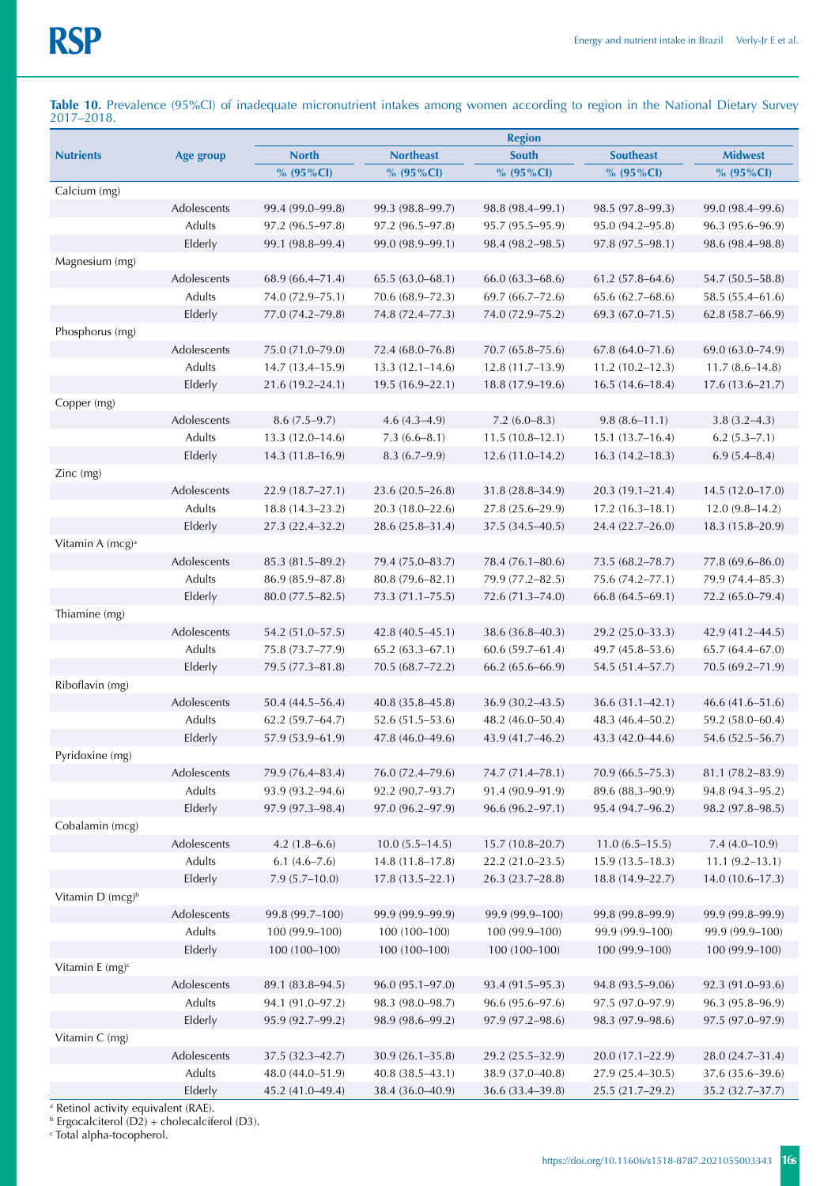**Table 10.** Prevalence (95%CI) of inadequate micronutrient intakes among women according to region in the National Dietary Survey 2017–2018.

| Nutrients | Age group | Region | | | | |
|---|---|---|---|---|---|---|
| | | North | Northeast | South | Southeast | Midwest |
| | | % (95%CI) | % (95%CI) | % (95%CI) | % (95%CI) | % (95%CI) |
| Calcium (mg) | | | | | | |
| | Adolescents | 99.4 (99.0–99.8) | 99.3 (98.8–99.7) | 98.8 (98.4–99.1) | 98.5 (97.8–99.3) | 99.0 (98.4–99.6) |
| | Adults | 97.2 (96.5–97.8) | 97.2 (96.5–97.8) | 95.7 (95.5–95.9) | 95.0 (94.2–95.8) | 96.3 (95.6–96.9) |
| | Elderly | 99.1 (98.8–99.4) | 99.0 (98.9–99.1) | 98.4 (98.2–98.5) | 97.8 (97.5–98.1) | 98.6 (98.4–98.8) |
| Magnesium (mg) | | | | | | |
| | Adolescents | 68.9 (66.4–71.4) | 65.5 (63.0–68.1) | 66.0 (63.3–68.6) | 61.2 (57.8–64.6) | 54.7 (50.5–58.8) |
| | Adults | 74.0 (72.9–75.1) | 70.6 (68.9–72.3) | 69.7 (66.7–72.6) | 65.6 (62.7–68.6) | 58.5 (55.4–61.6) |
| | Elderly | 77.0 (74.2–79.8) | 74.8 (72.4–77.3) | 74.0 (72.9–75.2) | 69.3 (67.0–71.5) | 62.8 (58.7–66.9) |
| Phosphorus (mg) | | | | | | |
| | Adolescents | 75.0 (71.0–79.0) | 72.4 (68.0–76.8) | 70.7 (65.8–75.6) | 67.8 (64.0–71.6) | 69.0 (63.0–74.9) |
| | Adults | 14.7 (13.4–15.9) | 13.3 (12.1–14.6) | 12.8 (11.7–13.9) | 11.2 (10.2–12.3) | 11.7 (8.6–14.8) |
| | Elderly | 21.6 (19.2–24.1) | 19.5 (16.9–22.1) | 18.8 (17.9–19.6) | 16.5 (14.6–18.4) | 17.6 (13.6–21.7) |
| Copper (mg) | | | | | | |
| | Adolescents | 8.6 (7.5–9.7) | 4.6 (4.3–4.9) | 7.2 (6.0–8.3) | 9.8 (8.6–11.1) | 3.8 (3.2–4.3) |
| | Adults | 13.3 (12.0–14.6) | 7.3 (6.6–8.1) | 11.5 (10.8–12.1) | 15.1 (13.7–16.4) | 6.2 (5.3–7.1) |
| | Elderly | 14.3 (11.8–16.9) | 8.3 (6.7–9.9) | 12.6 (11.0–14.2) | 16.3 (14.2–18.3) | 6.9 (5.4–8.4) |
| Zinc (mg) | | | | | | |
| | Adolescents | 22.9 (18.7–27.1) | 23.6 (20.5–26.8) | 31.8 (28.8–34.9) | 20.3 (19.1–21.4) | 14.5 (12.0–17.0) |
| | Adults | 18.8 (14.3–23.2) | 20.3 (18.0–22.6) | 27.8 (25.6–29.9) | 17.2 (16.3–18.1) | 12.0 (9.8–14.2) |
| | Elderly | 27.3 (22.4–32.2) | 28.6 (25.8–31.4) | 37.5 (34.5–40.5) | 24.4 (22.7–26.0) | 18.3 (15.8–20.9) |
| Vitamin A (mcg)[a] | | | | | | |
| | Adolescents | 85.3 (81.5–89.2) | 79.4 (75.0–83.7) | 78.4 (76.1–80.6) | 73.5 (68.2–78.7) | 77.8 (69.6–86.0) |
| | Adults | 86.9 (85.9–87.8) | 80.8 (79.6–82.1) | 79.9 (77.2–82.5) | 75.6 (74.2–77.1) | 79.9 (74.4–85.3) |
| | Elderly | 80.0 (77.5–82.5) | 73.3 (71.1–75.5) | 72.6 (71.3–74.0) | 66.8 (64.5–69.1) | 72.2 (65.0–79.4) |
| Thiamine (mg) | | | | | | |
| | Adolescents | 54.2 (51.0–57.5) | 42.8 (40.5–45.1) | 38.6 (36.8–40.3) | 29.2 (25.0–33.3) | 42.9 (41.2–44.5) |
| | Adults | 75.8 (73.7–77.9) | 65.2 (63.3–67.1) | 60.6 (59.7–61.4) | 49.7 (45.8–53.6) | 65.7 (64.4–67.0) |
| | Elderly | 79.5 (77.3–81.8) | 70.5 (68.7–72.2) | 66.2 (65.6–66.9) | 54.5 (51.4–57.7) | 70.5 (69.2–71.9) |
| Riboflavin (mg) | | | | | | |
| | Adolescents | 50.4 (44.5–56.4) | 40.8 (35.8–45.8) | 36.9 (30.2–43.5) | 36.6 (31.1–42.1) | 46.6 (41.6–51.6) |
| | Adults | 62.2 (59.7–64.7) | 52.6 (51.5–53.6) | 48.2 (46.0–50.4) | 48.3 (46.4–50.2) | 59.2 (58.0–60.4) |
| | Elderly | 57.9 (53.9–61.9) | 47.8 (46.0–49.6) | 43.9 (41.7–46.2) | 43.3 (42.0–44.6) | 54.6 (52.5–56.7) |
| Pyridoxine (mg) | | | | | | |
| | Adolescents | 79.9 (76.4–83.4) | 76.0 (72.4–79.6) | 74.7 (71.4–78.1) | 70.9 (66.5–75.3) | 81.1 (78.2–83.9) |
| | Adults | 93.9 (93.2–94.6) | 92.2 (90.7–93.7) | 91.4 (90.9–91.9) | 89.6 (88.3–90.9) | 94.8 (94.3–95.2) |
| | Elderly | 97.9 (97.3–98.4) | 97.0 (96.2–97.9) | 96.6 (96.2–97.1) | 95.4 (94.7–96.2) | 98.2 (97.8–98.5) |
| Cobalamin (mcg) | | | | | | |
| | Adolescents | 4.2 (1.8–6.6) | 10.0 (5.5–14.5) | 15.7 (10.8–20.7) | 11.0 (6.5–15.5) | 7.4 (4.0–10.9) |
| | Adults | 6.1 (4.6–7.6) | 14.8 (11.8–17.8) | 22.2 (21.0–23.5) | 15.9 (13.5–18.3) | 11.1 (9.2–13.1) |
| | Elderly | 7.9 (5.7–10.0) | 17.8 (13.5–22.1) | 26.3 (23.7–28.8) | 18.8 (14.9–22.7) | 14.0 (10.6–17.3) |
| Vitamin D (mcg)[b] | | | | | | |
| | Adolescents | 99.8 (99.7–100) | 99.9 (99.9–99.9) | 99.9 (99.9–100) | 99.8 (99.8–99.9) | 99.9 (99.8–99.9) |
| | Adults | 100 (99.9–100) | 100 (100–100) | 100 (99.9–100) | 99.9 (99.9–100) | 99.9 (99.9–100) |
| | Elderly | 100 (100–100) | 100 (100–100) | 100 (100–100) | 100 (99.9–100) | 100 (99.9–100) |
| Vitamin E (mg)[c] | | | | | | |
| | Adolescents | 89.1 (83.8–94.5) | 96.0 (95.1–97.0) | 93.4 (91.5–95.3) | 94.8 (93.5–9.06) | 92.3 (91.0–93.6) |
| | Adults | 94.1 (91.0–97.2) | 98.3 (98.0–98.7) | 96.6 (95.6–97.6) | 97.5 (97.0–97.9) | 96.3 (95.8–96.9) |
| | Elderly | 95.9 (92.7–99.2) | 98.9 (98.6–99.2) | 97.9 (97.2–98.6) | 98.3 (97.9–98.6) | 97.5 (97.0–97.9) |
| Vitamin C (mg) | | | | | | |
| | Adolescents | 37.5 (32.3–42.7) | 30.9 (26.1–35.8) | 29.2 (25.5–32.9) | 20.0 (17.1–22.9) | 28.0 (24.7–31.4) |
| | Adults | 48.0 (44.0–51.9) | 40.8 (38.5–43.1) | 38.9 (37.0–40.8) | 27.9 (25.4–30.5) | 37.6 (35.6–39.6) |
| | Elderly | 45.2 (41.0–49.4) | 38.4 (36.0–40.9) | 36.6 (33.4–39.8) | 25.5 (21.7–29.2) | 35.2 (32.7–37.7) |

[a] Retinol activity equivalent (RAE).
[b] Ergocalciterol (D2) + cholecalciferol (D3).
[c] Total alpha-tocopherol.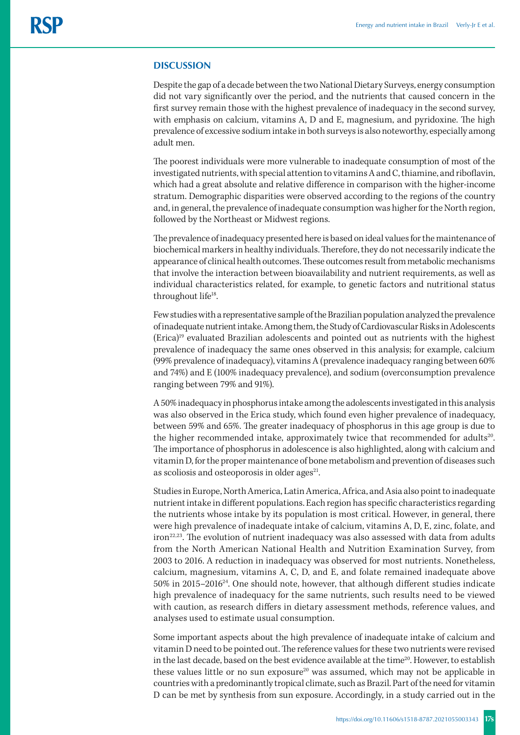## DISCUSSION

Despite the gap of a decade between the two National Dietary Surveys, energy consumption did not vary significantly over the period, and the nutrients that caused concern in the first survey remain those with the highest prevalence of inadequacy in the second survey, with emphasis on calcium, vitamins A, D and E, magnesium, and pyridoxine. The high prevalence of excessive sodium intake in both surveys is also noteworthy, especially among adult men.

The poorest individuals were more vulnerable to inadequate consumption of most of the investigated nutrients, with special attention to vitamins A and C, thiamine, and riboflavin, which had a great absolute and relative difference in comparison with the higher-income stratum. Demographic disparities were observed according to the regions of the country and, in general, the prevalence of inadequate consumption was higher for the North region, followed by the Northeast or Midwest regions.

The prevalence of inadequacy presented here is based on ideal values for the maintenance of biochemical markers in healthy individuals. Therefore, they do not necessarily indicate the appearance of clinical health outcomes. These outcomes result from metabolic mechanisms that involve the interaction between bioavailability and nutrient requirements, as well as individual characteristics related, for example, to genetic factors and nutritional status throughout life[18].

Few studies with a representative sample of the Brazilian population analyzed the prevalence of inadequate nutrient intake. Among them, the Study of Cardiovascular Risks in Adolescents (Erica)[19] evaluated Brazilian adolescents and pointed out as nutrients with the highest prevalence of inadequacy the same ones observed in this analysis; for example, calcium (99% prevalence of inadequacy), vitamins A (prevalence inadequacy ranging between 60% and 74%) and E (100% inadequacy prevalence), and sodium (overconsumption prevalence ranging between 79% and 91%).

A 50% inadequacy in phosphorus intake among the adolescents investigated in this analysis was also observed in the Erica study, which found even higher prevalence of inadequacy, between 59% and 65%. The greater inadequacy of phosphorus in this age group is due to the higher recommended intake, approximately twice that recommended for adults[20]. The importance of phosphorus in adolescence is also highlighted, along with calcium and vitamin D, for the proper maintenance of bone metabolism and prevention of diseases such as scoliosis and osteoporosis in older ages[21].

Studies in Europe, North America, Latin America, Africa, and Asia also point to inadequate nutrient intake in different populations. Each region has specific characteristics regarding the nutrients whose intake by its population is most critical. However, in general, there were high prevalence of inadequate intake of calcium, vitamins A, D, E, zinc, folate, and iron[22,23]. The evolution of nutrient inadequacy was also assessed with data from adults from the North American National Health and Nutrition Examination Survey, from 2003 to 2016. A reduction in inadequacy was observed for most nutrients. Nonetheless, calcium, magnesium, vitamins A, C, D, and E, and folate remained inadequate above 50% in 2015–2016[24]. One should note, however, that although different studies indicate high prevalence of inadequacy for the same nutrients, such results need to be viewed with caution, as research differs in dietary assessment methods, reference values, and analyses used to estimate usual consumption.

Some important aspects about the high prevalence of inadequate intake of calcium and vitamin D need to be pointed out. The reference values for these two nutrients were revised in the last decade, based on the best evidence available at the time[20]. However, to establish these values little or no sun exposure[20] was assumed, which may not be applicable in countries with a predominantly tropical climate, such as Brazil. Part of the need for vitamin D can be met by synthesis from sun exposure. Accordingly, in a study carried out in the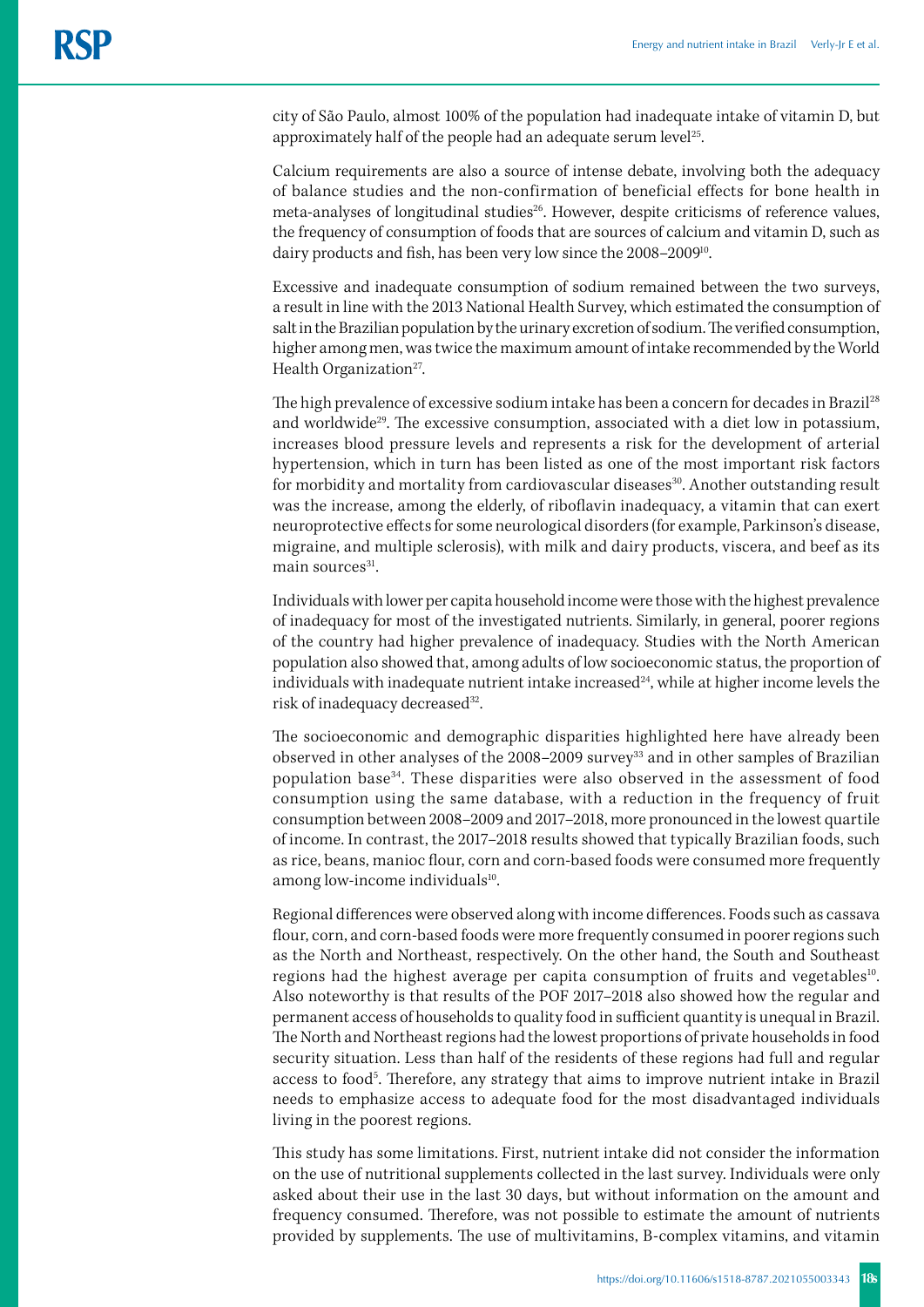city of São Paulo, almost 100% of the population had inadequate intake of vitamin D, but approximately half of the people had an adequate serum level[25].

Calcium requirements are also a source of intense debate, involving both the adequacy of balance studies and the non-confirmation of beneficial effects for bone health in meta-analyses of longitudinal studies[26]. However, despite criticisms of reference values, the frequency of consumption of foods that are sources of calcium and vitamin D, such as dairy products and fish, has been very low since the 2008–2009[10].

Excessive and inadequate consumption of sodium remained between the two surveys, a result in line with the 2013 National Health Survey, which estimated the consumption of salt in the Brazilian population by the urinary excretion of sodium. The verified consumption, higher among men, was twice the maximum amount of intake recommended by the World Health Organization[27].

The high prevalence of excessive sodium intake has been a concern for decades in Brazil[28] and worldwide[29]. The excessive consumption, associated with a diet low in potassium, increases blood pressure levels and represents a risk for the development of arterial hypertension, which in turn has been listed as one of the most important risk factors for morbidity and mortality from cardiovascular diseases[30]. Another outstanding result was the increase, among the elderly, of riboflavin inadequacy, a vitamin that can exert neuroprotective effects for some neurological disorders (for example, Parkinson's disease, migraine, and multiple sclerosis), with milk and dairy products, viscera, and beef as its main sources[31].

Individuals with lower per capita household income were those with the highest prevalence of inadequacy for most of the investigated nutrients. Similarly, in general, poorer regions of the country had higher prevalence of inadequacy. Studies with the North American population also showed that, among adults of low socioeconomic status, the proportion of individuals with inadequate nutrient intake increased[24], while at higher income levels the risk of inadequacy decreased[32].

The socioeconomic and demographic disparities highlighted here have already been observed in other analyses of the 2008–2009 survey[33] and in other samples of Brazilian population base[34]. These disparities were also observed in the assessment of food consumption using the same database, with a reduction in the frequency of fruit consumption between 2008–2009 and 2017–2018, more pronounced in the lowest quartile of income. In contrast, the 2017–2018 results showed that typically Brazilian foods, such as rice, beans, manioc flour, corn and corn-based foods were consumed more frequently among low-income individuals[10].

Regional differences were observed along with income differences. Foods such as cassava flour, corn, and corn-based foods were more frequently consumed in poorer regions such as the North and Northeast, respectively. On the other hand, the South and Southeast regions had the highest average per capita consumption of fruits and vegetables[10]. Also noteworthy is that results of the POF 2017–2018 also showed how the regular and permanent access of households to quality food in sufficient quantity is unequal in Brazil. The North and Northeast regions had the lowest proportions of private households in food security situation. Less than half of the residents of these regions had full and regular access to food[5]. Therefore, any strategy that aims to improve nutrient intake in Brazil needs to emphasize access to adequate food for the most disadvantaged individuals living in the poorest regions.

This study has some limitations. First, nutrient intake did not consider the information on the use of nutritional supplements collected in the last survey. Individuals were only asked about their use in the last 30 days, but without information on the amount and frequency consumed. Therefore, was not possible to estimate the amount of nutrients provided by supplements. The use of multivitamins, B-complex vitamins, and vitamin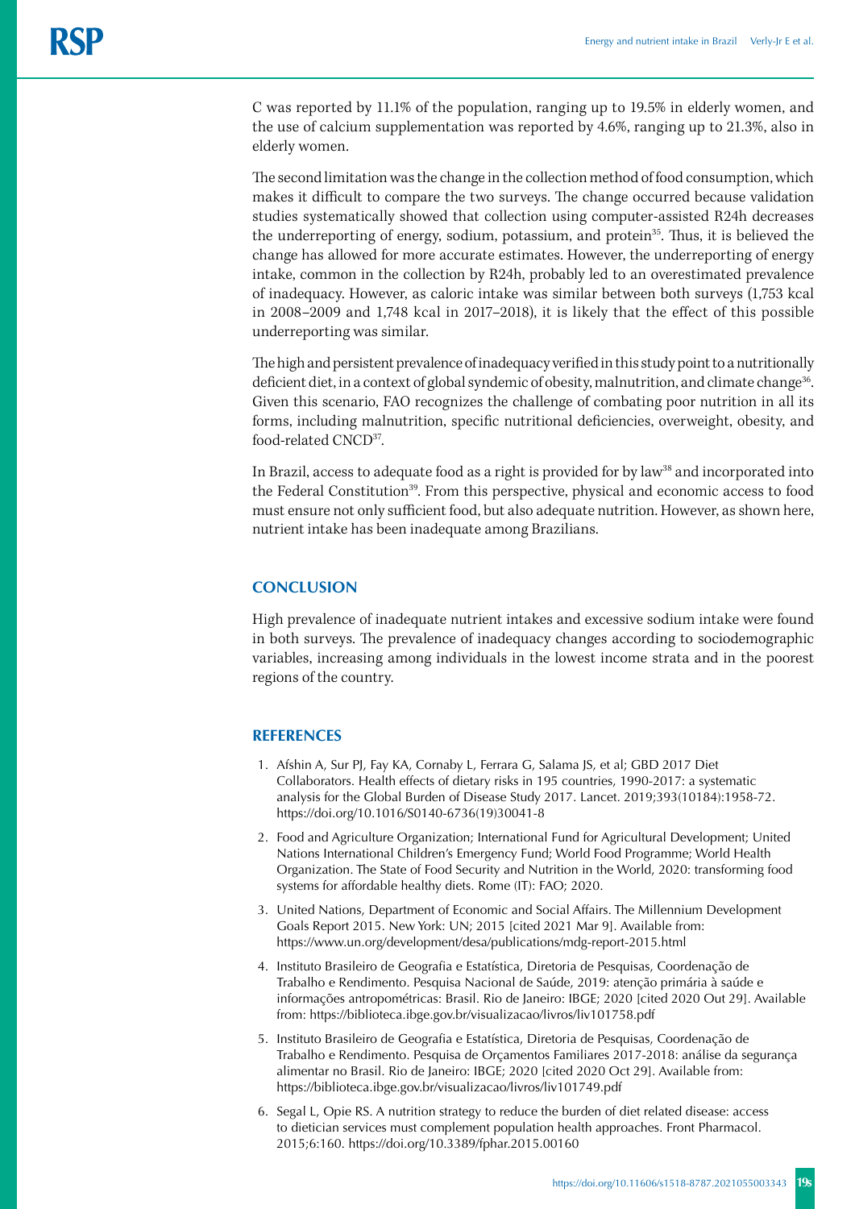C was reported by 11.1% of the population, ranging up to 19.5% in elderly women, and the use of calcium supplementation was reported by 4.6%, ranging up to 21.3%, also in elderly women.

The second limitation was the change in the collection method of food consumption, which makes it difficult to compare the two surveys. The change occurred because validation studies systematically showed that collection using computer-assisted R24h decreases the underreporting of energy, sodium, potassium, and protein[35]. Thus, it is believed the change has allowed for more accurate estimates. However, the underreporting of energy intake, common in the collection by R24h, probably led to an overestimated prevalence of inadequacy. However, as caloric intake was similar between both surveys (1,753 kcal in 2008–2009 and 1,748 kcal in 2017–2018), it is likely that the effect of this possible underreporting was similar.

The high and persistent prevalence of inadequacy verified in this study point to a nutritionally deficient diet, in a context of global syndemic of obesity, malnutrition, and climate change[36]. Given this scenario, FAO recognizes the challenge of combating poor nutrition in all its forms, including malnutrition, specific nutritional deficiencies, overweight, obesity, and food-related CNCD[37].

In Brazil, access to adequate food as a right is provided for by law[38] and incorporated into the Federal Constitution[39]. From this perspective, physical and economic access to food must ensure not only sufficient food, but also adequate nutrition. However, as shown here, nutrient intake has been inadequate among Brazilians.

## CONCLUSION

High prevalence of inadequate nutrient intakes and excessive sodium intake were found in both surveys. The prevalence of inadequacy changes according to sociodemographic variables, increasing among individuals in the lowest income strata and in the poorest regions of the country.

## REFERENCES

1. Afshin A, Sur PJ, Fay KA, Cornaby L, Ferrara G, Salama JS, et al; GBD 2017 Diet Collaborators. Health effects of dietary risks in 195 countries, 1990-2017: a systematic analysis for the Global Burden of Disease Study 2017. Lancet. 2019;393(10184):1958-72. https://doi.org/10.1016/S0140-6736(19)30041-8
2. Food and Agriculture Organization; International Fund for Agricultural Development; United Nations International Children's Emergency Fund; World Food Programme; World Health Organization. The State of Food Security and Nutrition in the World, 2020: transforming food systems for affordable healthy diets. Rome (IT): FAO; 2020.
3. United Nations, Department of Economic and Social Affairs. The Millennium Development Goals Report 2015. New York: UN; 2015 [cited 2021 Mar 9]. Available from: https://www.un.org/development/desa/publications/mdg-report-2015.html
4. Instituto Brasileiro de Geografia e Estatística, Diretoria de Pesquisas, Coordenação de Trabalho e Rendimento. Pesquisa Nacional de Saúde, 2019: atenção primária à saúde e informações antropométricas: Brasil. Rio de Janeiro: IBGE; 2020 [cited 2020 Out 29]. Available from: https://biblioteca.ibge.gov.br/visualizacao/livros/liv101758.pdf
5. Instituto Brasileiro de Geografia e Estatística, Diretoria de Pesquisas, Coordenação de Trabalho e Rendimento. Pesquisa de Orçamentos Familiares 2017-2018: análise da segurança alimentar no Brasil. Rio de Janeiro: IBGE; 2020 [cited 2020 Oct 29]. Available from: https://biblioteca.ibge.gov.br/visualizacao/livros/liv101749.pdf
6. Segal L, Opie RS. A nutrition strategy to reduce the burden of diet related disease: access to dietician services must complement population health approaches. Front Pharmacol. 2015;6:160. https://doi.org/10.3389/fphar.2015.00160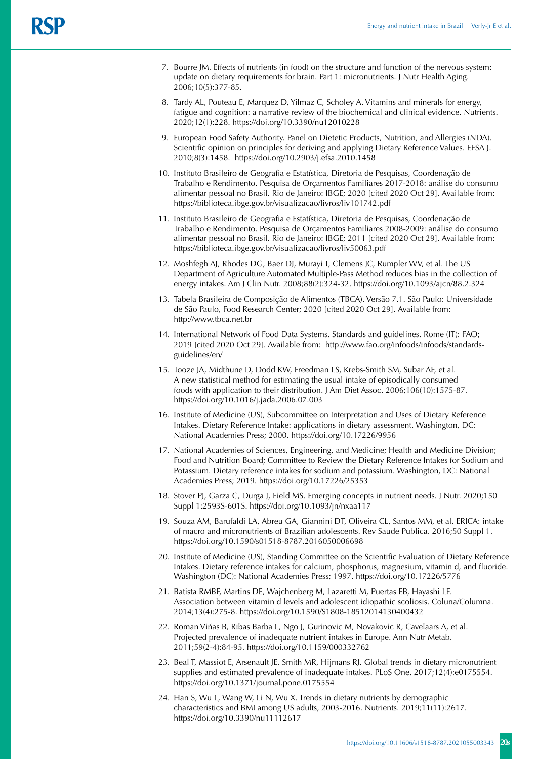7. Bourre JM. Effects of nutrients (in food) on the structure and function of the nervous system: update on dietary requirements for brain. Part 1: micronutrients. J Nutr Health Aging. 2006;10(5):377-85.

8. Tardy AL, Pouteau E, Marquez D, Yilmaz C, Scholey A. Vitamins and minerals for energy, fatigue and cognition: a narrative review of the biochemical and clinical evidence. Nutrients. 2020;12(1):228. https://doi.org/10.3390/nu12010228

9. European Food Safety Authority. Panel on Dietetic Products, Nutrition, and Allergies (NDA). Scientific opinion on principles for deriving and applying Dietary Reference Values. EFSA J. 2010;8(3):1458. https://doi.org/10.2903/j.efsa.2010.1458

10. Instituto Brasileiro de Geografia e Estatística, Diretoria de Pesquisas, Coordenação de Trabalho e Rendimento. Pesquisa de Orçamentos Familiares 2017-2018: análise do consumo alimentar pessoal no Brasil. Rio de Janeiro: IBGE; 2020 [cited 2020 Oct 29]. Available from: https://biblioteca.ibge.gov.br/visualizacao/livros/liv101742.pdf

11. Instituto Brasileiro de Geografia e Estatística, Diretoria de Pesquisas, Coordenação de Trabalho e Rendimento. Pesquisa de Orçamentos Familiares 2008-2009: análise do consumo alimentar pessoal no Brasil. Rio de Janeiro: IBGE; 2011 [cited 2020 Oct 29]. Available from: https://biblioteca.ibge.gov.br/visualizacao/livros/liv50063.pdf

12. Moshfegh AJ, Rhodes DG, Baer DJ, Murayi T, Clemens JC, Rumpler WV, et al. The US Department of Agriculture Automated Multiple-Pass Method reduces bias in the collection of energy intakes. Am J Clin Nutr. 2008;88(2):324-32. https://doi.org/10.1093/ajcn/88.2.324

13. Tabela Brasileira de Composição de Alimentos (TBCA). Versão 7.1. São Paulo: Universidade de São Paulo, Food Research Center; 2020 [cited 2020 Oct 29]. Available from: http://www.tbca.net.br

14. International Network of Food Data Systems. Standards and guidelines. Rome (IT): FAO; 2019 [cited 2020 Oct 29]. Available from: http://www.fao.org/infoods/infoods/standards-guidelines/en/

15. Tooze JA, Midthune D, Dodd KW, Freedman LS, Krebs-Smith SM, Subar AF, et al. A new statistical method for estimating the usual intake of episodically consumed foods with application to their distribution. J Am Diet Assoc. 2006;106(10):1575-87. https://doi.org/10.1016/j.jada.2006.07.003

16. Institute of Medicine (US), Subcommittee on Interpretation and Uses of Dietary Reference Intakes. Dietary Reference Intake: applications in dietary assessment. Washington, DC: National Academies Press; 2000. https://doi.org/10.17226/9956

17. National Academies of Sciences, Engineering, and Medicine; Health and Medicine Division; Food and Nutrition Board; Committee to Review the Dietary Reference Intakes for Sodium and Potassium. Dietary reference intakes for sodium and potassium. Washington, DC: National Academies Press; 2019. https://doi.org/10.17226/25353

18. Stover PJ, Garza C, Durga J, Field MS. Emerging concepts in nutrient needs. J Nutr. 2020;150 Suppl 1:2593S-601S. https://doi.org/10.1093/jn/nxaa117

19. Souza AM, Barufaldi LA, Abreu GA, Giannini DT, Oliveira CL, Santos MM, et al. ERICA: intake of macro and micronutrients of Brazilian adolescents. Rev Saude Publica. 2016;50 Suppl 1. https://doi.org/10.1590/s01518-8787.2016050006698

20. Institute of Medicine (US), Standing Committee on the Scientific Evaluation of Dietary Reference Intakes. Dietary reference intakes for calcium, phosphorus, magnesium, vitamin d, and fluoride. Washington (DC): National Academies Press; 1997. https://doi.org/10.17226/5776

21. Batista RMBF, Martins DE, Wajchenberg M, Lazaretti M, Puertas EB, Hayashi LF. Association between vitamin d levels and adolescent idiopathic scoliosis. Coluna/Columna. 2014;13(4):275-8. https://doi.org/10.1590/S1808-18512014130400432

22. Roman Viñas B, Ribas Barba L, Ngo J, Gurinovic M, Novakovic R, Cavelaars A, et al. Projected prevalence of inadequate nutrient intakes in Europe. Ann Nutr Metab. 2011;59(2-4):84-95. https://doi.org/10.1159/000332762

23. Beal T, Massiot E, Arsenault JE, Smith MR, Hijmans RJ. Global trends in dietary micronutrient supplies and estimated prevalence of inadequate intakes. PLoS One. 2017;12(4):e0175554. https://doi.org/10.1371/journal.pone.0175554

24. Han S, Wu L, Wang W, Li N, Wu X. Trends in dietary nutrients by demographic characteristics and BMI among US adults, 2003-2016. Nutrients. 2019;11(11):2617. https://doi.org/10.3390/nu11112617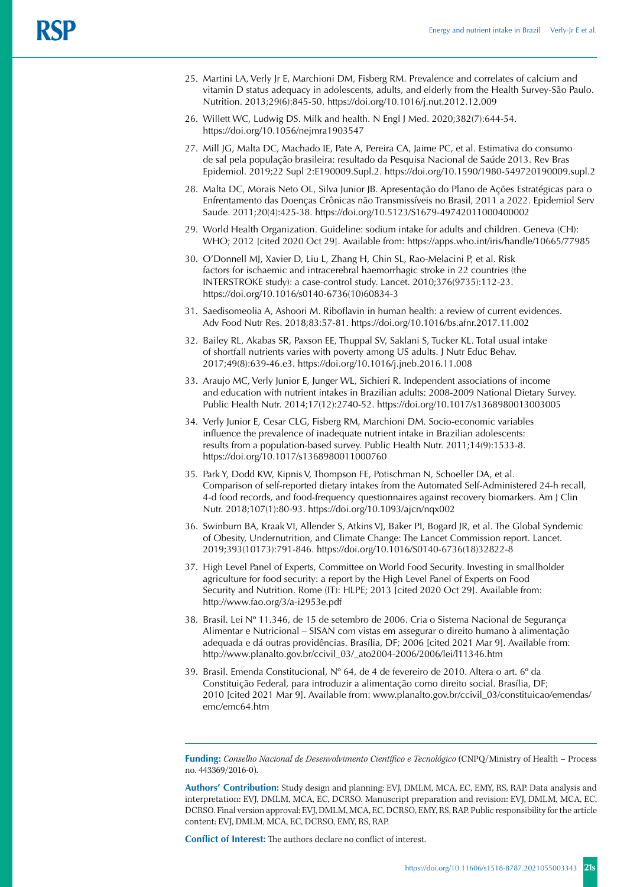25. Martini LA, Verly Jr E, Marchioni DM, Fisberg RM. Prevalence and correlates of calcium and vitamin D status adequacy in adolescents, adults, and elderly from the Health Survey-São Paulo. Nutrition. 2013;29(6):845-50. https://doi.org/10.1016/j.nut.2012.12.009
26. Willett WC, Ludwig DS. Milk and health. N Engl J Med. 2020;382(7):644-54. https://doi.org/10.1056/nejmra1903547
27. Mill JG, Malta DC, Machado IE, Pate A, Pereira CA, Jaime PC, et al. Estimativa do consumo de sal pela população brasileira: resultado da Pesquisa Nacional de Saúde 2013. Rev Bras Epidemiol. 2019;22 Supl 2:E190009.Supl.2. https://doi.org/10.1590/1980-549720190009.supl.2
28. Malta DC, Morais Neto OL, Silva Junior JB. Apresentação do Plano de Ações Estratégicas para o Enfrentamento das Doenças Crônicas não Transmissíveis no Brasil, 2011 a 2022. Epidemiol Serv Saude. 2011;20(4):425-38. https://doi.org/10.5123/S1679-49742011000400002
29. World Health Organization. Guideline: sodium intake for adults and children. Geneva (CH): WHO; 2012 [cited 2020 Oct 29]. Available from: https://apps.who.int/iris/handle/10665/77985
30. O'Donnell MJ, Xavier D, Liu L, Zhang H, Chin SL, Rao-Melacini P, et al. Risk factors for ischaemic and intracerebral haemorrhagic stroke in 22 countries (the INTERSTROKE study): a case-control study. Lancet. 2010;376(9735):112-23. https://doi.org/10.1016/s0140-6736(10)60834-3
31. Saedisomeolia A, Ashoori M. Riboflavin in human health: a review of current evidences. Adv Food Nutr Res. 2018;83:57-81. https://doi.org/10.1016/bs.afnr.2017.11.002
32. Bailey RL, Akabas SR, Paxson EE, Thuppal SV, Saklani S, Tucker KL. Total usual intake of shortfall nutrients varies with poverty among US adults. J Nutr Educ Behav. 2017;49(8):639-46.e3. https://doi.org/10.1016/j.jneb.2016.11.008
33. Araujo MC, Verly Junior E, Junger WL, Sichieri R. Independent associations of income and education with nutrient intakes in Brazilian adults: 2008-2009 National Dietary Survey. Public Health Nutr. 2014;17(12):2740-52. https://doi.org/10.1017/s1368980013003005
34. Verly Junior E, Cesar CLG, Fisberg RM, Marchioni DM. Socio-economic variables influence the prevalence of inadequate nutrient intake in Brazilian adolescents: results from a population-based survey. Public Health Nutr. 2011;14(9):1533-8. https://doi.org/10.1017/s1368980011000760
35. Park Y, Dodd KW, Kipnis V, Thompson FE, Potischman N, Schoeller DA, et al. Comparison of self-reported dietary intakes from the Automated Self-Administered 24-h recall, 4-d food records, and food-frequency questionnaires against recovery biomarkers. Am J Clin Nutr. 2018;107(1):80-93. https://doi.org/10.1093/ajcn/nqx002
36. Swinburn BA, Kraak VI, Allender S, Atkins VJ, Baker PI, Bogard JR, et al. The Global Syndemic of Obesity, Undernutrition, and Climate Change: The Lancet Commission report. Lancet. 2019;393(10173):791-846. https://doi.org/10.1016/S0140-6736(18)32822-8
37. High Level Panel of Experts, Committee on World Food Security. Investing in smallholder agriculture for food security: a report by the High Level Panel of Experts on Food Security and Nutrition. Rome (IT): HLPE; 2013 [cited 2020 Oct 29]. Available from: http://www.fao.org/3/a-i2953e.pdf
38. Brasil. Lei Nº 11.346, de 15 de setembro de 2006. Cria o Sistema Nacional de Segurança Alimentar e Nutricional – SISAN com vistas em assegurar o direito humano à alimentação adequada e dá outras providências. Brasília, DF; 2006 [cited 2021 Mar 9]. Available from: http://www.planalto.gov.br/ccivil_03/_ato2004-2006/2006/lei/l11346.htm
39. Brasil. Emenda Constitucional, Nº 64, de 4 de fevereiro de 2010. Altera o art. 6º da Constituição Federal, para introduzir a alimentação como direito social. Brasília, DF; 2010 [cited 2021 Mar 9]. Available from: www.planalto.gov.br/ccivil_03/constituicao/emendas/emc/emc64.htm

**Funding:** *Conselho Nacional de Desenvolvimento Científico e Tecnológico* (CNPQ/Ministry of Health – Process no. 443369/2016-0).

**Authors' Contribution:** Study design and planning: EVJ, DMLM, MCA, EC, EMY, RS, RAP. Data analysis and interpretation: EVJ, DMLM, MCA, EC, DCRSO. Manuscript preparation and revision: EVJ, DMLM, MCA, EC, DCRSO. Final version approval: EVJ, DMLM, MCA, EC, DCRSO, EMY, RS, RAP. Public responsibility for the article content: EVJ, DMLM, MCA, EC, DCRSO, EMY, RS, RAP.

**Conflict of Interest:** The authors declare no conflict of interest.